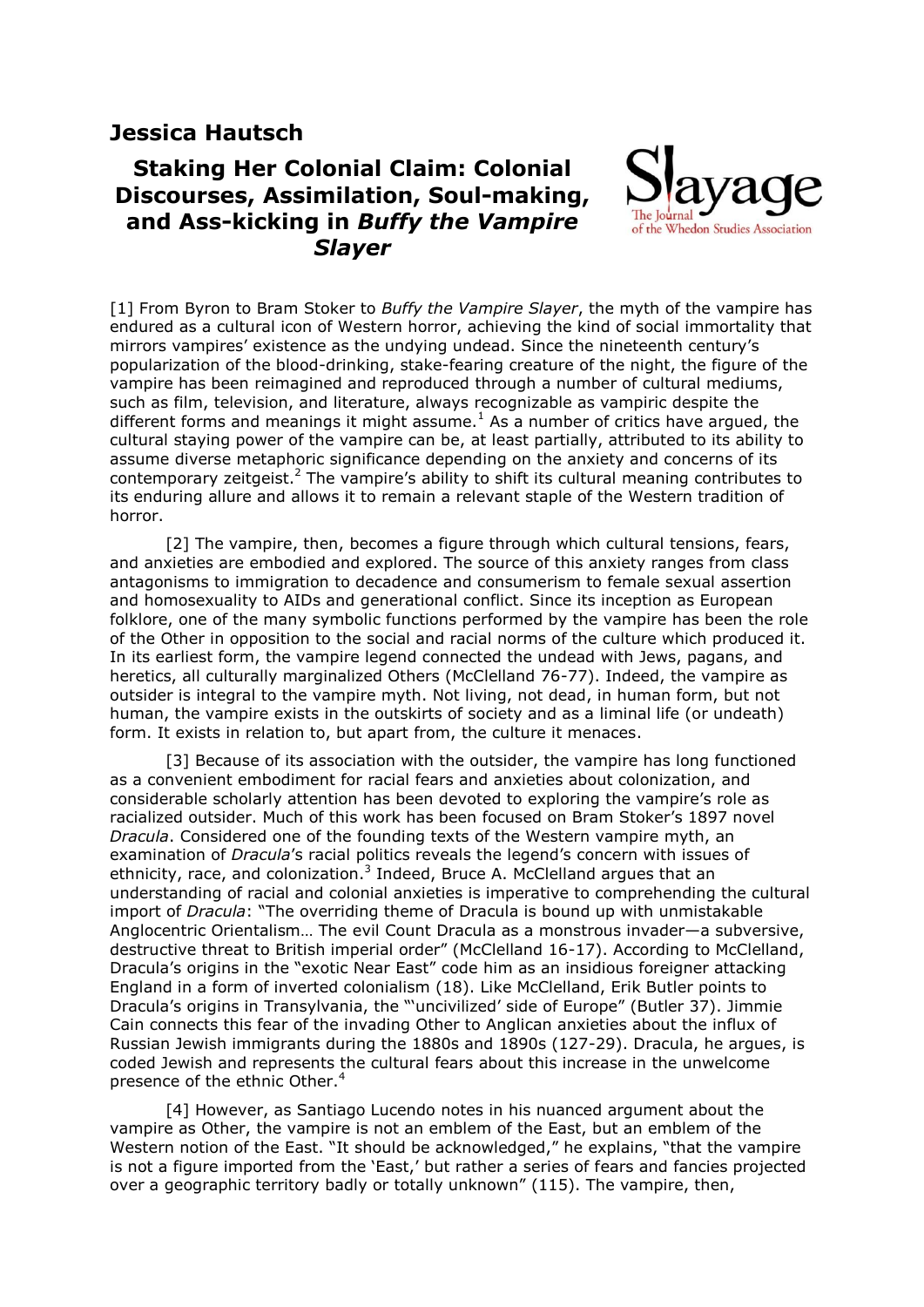# Jessica Hautsch

## Staking Her Colonial Claim: Colonial Discourses, Assimilation, Soul-making, and Ass-kicking in *Buffy the Vampire Slayer*

[1] From Byron to Bram Stoker to *Buffy the Vampire Slayer*, the myth of the vampire has endured as a cultural icon of Western horror, achieving the kind of social immortality that mirrors vampires' existence as the undying undead. Since the nineteenth century's popularization of the blood-drinking, stake-fearing creature of the night, the figure of the vampire has been reimagined and reproduced through a number of cultural mediums, such as film, television, and literature, always recognizable as vampiric despite the different forms and meanings it might assume.[1] As a number of critics have argued, the cultural staying power of the vampire can be, at least partially, attributed to its ability to assume diverse metaphoric significance depending on the anxiety and concerns of its contemporary zeitgeist.[2] The vampire's ability to shift its cultural meaning contributes to its enduring allure and allows it to remain a relevant staple of the Western tradition of horror.

[2] The vampire, then, becomes a figure through which cultural tensions, fears, and anxieties are embodied and explored. The source of this anxiety ranges from class antagonisms to immigration to decadence and consumerism to female sexual assertion and homosexuality to AIDs and generational conflict. Since its inception as European folklore, one of the many symbolic functions performed by the vampire has been the role of the Other in opposition to the social and racial norms of the culture which produced it. In its earliest form, the vampire legend connected the undead with Jews, pagans, and heretics, all culturally marginalized Others (McClelland 76-77). Indeed, the vampire as outsider is integral to the vampire myth. Not living, not dead, in human form, but not human, the vampire exists in the outskirts of society and as a liminal life (or undeath) form. It exists in relation to, but apart from, the culture it menaces.

[3] Because of its association with the outsider, the vampire has long functioned as a convenient embodiment for racial fears and anxieties about colonization, and considerable scholarly attention has been devoted to exploring the vampire's role as racialized outsider. Much of this work has been focused on Bram Stoker's 1897 novel *Dracula*. Considered one of the founding texts of the Western vampire myth, an examination of *Dracula*'s racial politics reveals the legend's concern with issues of ethnicity, race, and colonization.[3] Indeed, Bruce A. McClelland argues that an understanding of racial and colonial anxieties is imperative to comprehending the cultural import of *Dracula*: "The overriding theme of Dracula is bound up with unmistakable Anglocentric Orientalism… The evil Count Dracula as a monstrous invader—a subversive, destructive threat to British imperial order" (McClelland 16-17). According to McClelland, Dracula's origins in the "exotic Near East" code him as an insidious foreigner attacking England in a form of inverted colonialism (18). Like McClelland, Erik Butler points to Dracula's origins in Transylvania, the "'uncivilized' side of Europe" (Butler 37). Jimmie Cain connects this fear of the invading Other to Anglican anxieties about the influx of Russian Jewish immigrants during the 1880s and 1890s (127-29). Dracula, he argues, is coded Jewish and represents the cultural fears about this increase in the unwelcome presence of the ethnic Other.[4]

[4] However, as Santiago Lucendo notes in his nuanced argument about the vampire as Other, the vampire is not an emblem of the East, but an emblem of the Western notion of the East. "It should be acknowledged," he explains, "that the vampire is not a figure imported from the 'East,' but rather a series of fears and fancies projected over a geographic territory badly or totally unknown" (115). The vampire, then,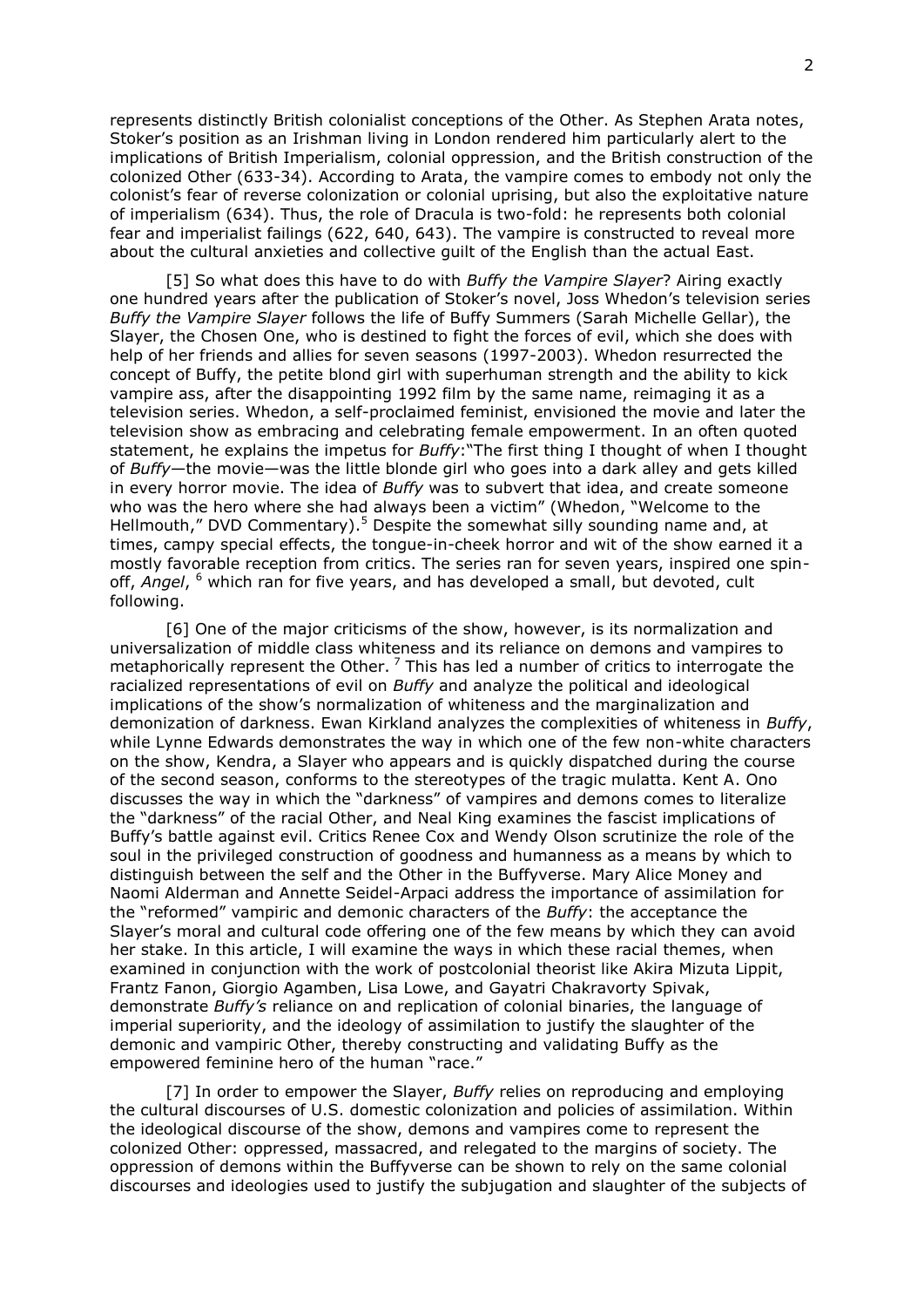represents distinctly British colonialist conceptions of the Other. As Stephen Arata notes, Stoker's position as an Irishman living in London rendered him particularly alert to the implications of British Imperialism, colonial oppression, and the British construction of the colonized Other (633-34). According to Arata, the vampire comes to embody not only the colonist's fear of reverse colonization or colonial uprising, but also the exploitative nature of imperialism (634). Thus, the role of Dracula is two-fold: he represents both colonial fear and imperialist failings (622, 640, 643). The vampire is constructed to reveal more about the cultural anxieties and collective guilt of the English than the actual East.

[5] So what does this have to do with *Buffy the Vampire Slayer*? Airing exactly one hundred years after the publication of Stoker's novel, Joss Whedon's television series *Buffy the Vampire Slayer* follows the life of Buffy Summers (Sarah Michelle Gellar), the Slayer, the Chosen One, who is destined to fight the forces of evil, which she does with help of her friends and allies for seven seasons (1997-2003). Whedon resurrected the concept of Buffy, the petite blond girl with superhuman strength and the ability to kick vampire ass, after the disappointing 1992 film by the same name, reimaging it as a television series. Whedon, a self-proclaimed feminist, envisioned the movie and later the television show as embracing and celebrating female empowerment. In an often quoted statement, he explains the impetus for *Buffy*:"The first thing I thought of when I thought of *Buffy*—the movie—was the little blonde girl who goes into a dark alley and gets killed in every horror movie. The idea of *Buffy* was to subvert that idea, and create someone who was the hero where she had always been a victim" (Whedon, "Welcome to the Hellmouth," DVD Commentary).[5] Despite the somewhat silly sounding name and, at times, campy special effects, the tongue-in-cheek horror and wit of the show earned it a mostly favorable reception from critics. The series ran for seven years, inspired one spin-off, *Angel*, [6] which ran for five years, and has developed a small, but devoted, cult following.

[6] One of the major criticisms of the show, however, is its normalization and universalization of middle class whiteness and its reliance on demons and vampires to metaphorically represent the Other. [7] This has led a number of critics to interrogate the racialized representations of evil on *Buffy* and analyze the political and ideological implications of the show's normalization of whiteness and the marginalization and demonization of darkness. Ewan Kirkland analyzes the complexities of whiteness in *Buffy*, while Lynne Edwards demonstrates the way in which one of the few non-white characters on the show, Kendra, a Slayer who appears and is quickly dispatched during the course of the second season, conforms to the stereotypes of the tragic mulatta. Kent A. Ono discusses the way in which the "darkness" of vampires and demons comes to literalize the "darkness" of the racial Other, and Neal King examines the fascist implications of Buffy's battle against evil. Critics Renee Cox and Wendy Olson scrutinize the role of the soul in the privileged construction of goodness and humanness as a means by which to distinguish between the self and the Other in the Buffyverse. Mary Alice Money and Naomi Alderman and Annette Seidel-Arpaci address the importance of assimilation for the "reformed" vampiric and demonic characters of the *Buffy*: the acceptance the Slayer's moral and cultural code offering one of the few means by which they can avoid her stake. In this article, I will examine the ways in which these racial themes, when examined in conjunction with the work of postcolonial theorist like Akira Mizuta Lippit, Frantz Fanon, Giorgio Agamben, Lisa Lowe, and Gayatri Chakravorty Spivak, demonstrate *Buffy's* reliance on and replication of colonial binaries, the language of imperial superiority, and the ideology of assimilation to justify the slaughter of the demonic and vampiric Other, thereby constructing and validating Buffy as the empowered feminine hero of the human "race."

[7] In order to empower the Slayer, *Buffy* relies on reproducing and employing the cultural discourses of U.S. domestic colonization and policies of assimilation. Within the ideological discourse of the show, demons and vampires come to represent the colonized Other: oppressed, massacred, and relegated to the margins of society. The oppression of demons within the Buffyverse can be shown to rely on the same colonial discourses and ideologies used to justify the subjugation and slaughter of the subjects of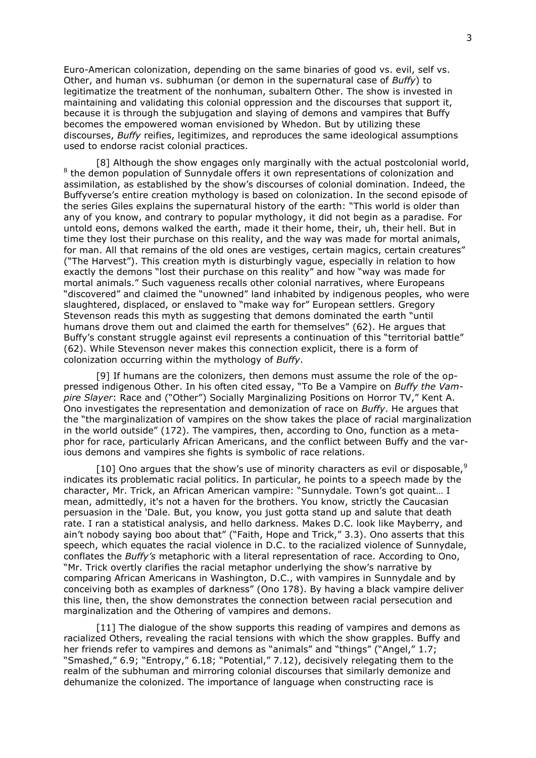Euro-American colonization, depending on the same binaries of good vs. evil, self vs. Other, and human vs. subhuman (or demon in the supernatural case of *Buffy*) to legitimatize the treatment of the nonhuman, subaltern Other. The show is invested in maintaining and validating this colonial oppression and the discourses that support it, because it is through the subjugation and slaying of demons and vampires that Buffy becomes the empowered woman envisioned by Whedon. But by utilizing these discourses, *Buffy* reifies, legitimizes, and reproduces the same ideological assumptions used to endorse racist colonial practices.

[8] Although the show engages only marginally with the actual postcolonial world,[8] the demon population of Sunnydale offers it own representations of colonization and assimilation, as established by the show's discourses of colonial domination. Indeed, the Buffyverse's entire creation mythology is based on colonization. In the second episode of the series Giles explains the supernatural history of the earth: "This world is older than any of you know, and contrary to popular mythology, it did not begin as a paradise. For untold eons, demons walked the earth, made it their home, their, uh, their hell. But in time they lost their purchase on this reality, and the way was made for mortal animals, for man. All that remains of the old ones are vestiges, certain magics, certain creatures" ("The Harvest"). This creation myth is disturbingly vague, especially in relation to how exactly the demons "lost their purchase on this reality" and how "way was made for mortal animals." Such vagueness recalls other colonial narratives, where Europeans "discovered" and claimed the "unowned" land inhabited by indigenous peoples, who were slaughtered, displaced, or enslaved to "make way for" European settlers. Gregory Stevenson reads this myth as suggesting that demons dominated the earth "until humans drove them out and claimed the earth for themselves" (62). He argues that Buffy's constant struggle against evil represents a continuation of this "territorial battle" (62). While Stevenson never makes this connection explicit, there is a form of colonization occurring within the mythology of *Buffy*.

[9] If humans are the colonizers, then demons must assume the role of the oppressed indigenous Other. In his often cited essay, "To Be a Vampire on *Buffy the Vampire Slayer*: Race and ("Other") Socially Marginalizing Positions on Horror TV," Kent A. Ono investigates the representation and demonization of race on *Buffy*. He argues that the "the marginalization of vampires on the show takes the place of racial marginalization in the world outside" (172). The vampires, then, according to Ono, function as a metaphor for race, particularly African Americans, and the conflict between Buffy and the various demons and vampires she fights is symbolic of race relations.

[10] Ono argues that the show's use of minority characters as evil or disposable,[9] indicates its problematic racial politics. In particular, he points to a speech made by the character, Mr. Trick, an African American vampire: "Sunnydale. Town's got quaint… I mean, admittedly, it's not a haven for the brothers. You know, strictly the Caucasian persuasion in the 'Dale. But, you know, you just gotta stand up and salute that death rate. I ran a statistical analysis, and hello darkness. Makes D.C. look like Mayberry, and ain't nobody saying boo about that" ("Faith, Hope and Trick," 3.3). Ono asserts that this speech, which equates the racial violence in D.C. to the racialized violence of Sunnydale, conflates the *Buffy's* metaphoric with a literal representation of race. According to Ono, "Mr. Trick overtly clarifies the racial metaphor underlying the show's narrative by comparing African Americans in Washington, D.C., with vampires in Sunnydale and by conceiving both as examples of darkness" (Ono 178). By having a black vampire deliver this line, then, the show demonstrates the connection between racial persecution and marginalization and the Othering of vampires and demons.

[11] The dialogue of the show supports this reading of vampires and demons as racialized Others, revealing the racial tensions with which the show grapples. Buffy and her friends refer to vampires and demons as "animals" and "things" ("Angel," 1.7; "Smashed," 6.9; "Entropy," 6.18; "Potential," 7.12), decisively relegating them to the realm of the subhuman and mirroring colonial discourses that similarly demonize and dehumanize the colonized. The importance of language when constructing race is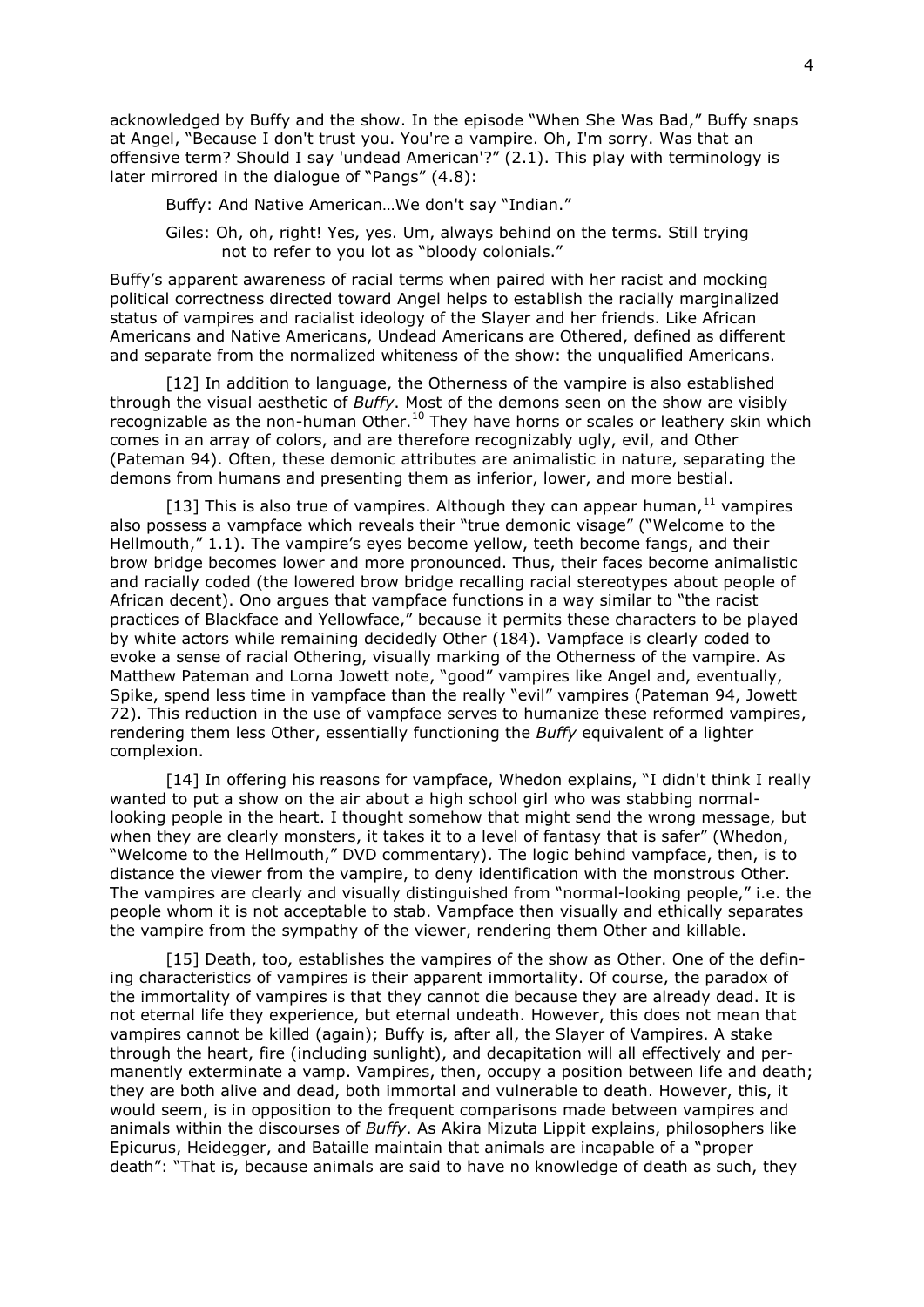acknowledged by Buffy and the show. In the episode "When She Was Bad," Buffy snaps at Angel, "Because I don't trust you. You're a vampire. Oh, I'm sorry. Was that an offensive term? Should I say 'undead American'?" (2.1). This play with terminology is later mirrored in the dialogue of "Pangs" (4.8):

> Buffy: And Native American…We don't say "Indian."
>
> Giles: Oh, oh, right! Yes, yes. Um, always behind on the terms. Still trying not to refer to you lot as "bloody colonials."

Buffy's apparent awareness of racial terms when paired with her racist and mocking political correctness directed toward Angel helps to establish the racially marginalized status of vampires and racialist ideology of the Slayer and her friends. Like African Americans and Native Americans, Undead Americans are Othered, defined as different and separate from the normalized whiteness of the show: the unqualified Americans.

[12] In addition to language, the Otherness of the vampire is also established through the visual aesthetic of *Buffy*. Most of the demons seen on the show are visibly recognizable as the non-human Other.[10] They have horns or scales or leathery skin which comes in an array of colors, and are therefore recognizably ugly, evil, and Other (Pateman 94). Often, these demonic attributes are animalistic in nature, separating the demons from humans and presenting them as inferior, lower, and more bestial.

[13] This is also true of vampires. Although they can appear human,[11] vampires also possess a vampface which reveals their "true demonic visage" ("Welcome to the Hellmouth," 1.1). The vampire's eyes become yellow, teeth become fangs, and their brow bridge becomes lower and more pronounced. Thus, their faces become animalistic and racially coded (the lowered brow bridge recalling racial stereotypes about people of African decent). Ono argues that vampface functions in a way similar to "the racist practices of Blackface and Yellowface," because it permits these characters to be played by white actors while remaining decidedly Other (184). Vampface is clearly coded to evoke a sense of racial Othering, visually marking of the Otherness of the vampire. As Matthew Pateman and Lorna Jowett note, "good" vampires like Angel and, eventually, Spike, spend less time in vampface than the really "evil" vampires (Pateman 94, Jowett 72). This reduction in the use of vampface serves to humanize these reformed vampires, rendering them less Other, essentially functioning the *Buffy* equivalent of a lighter complexion.

[14] In offering his reasons for vampface, Whedon explains, "I didn't think I really wanted to put a show on the air about a high school girl who was stabbing normal-looking people in the heart. I thought somehow that might send the wrong message, but when they are clearly monsters, it takes it to a level of fantasy that is safer" (Whedon, "Welcome to the Hellmouth," DVD commentary). The logic behind vampface, then, is to distance the viewer from the vampire, to deny identification with the monstrous Other. The vampires are clearly and visually distinguished from "normal-looking people," i.e. the people whom it is not acceptable to stab. Vampface then visually and ethically separates the vampire from the sympathy of the viewer, rendering them Other and killable.

[15] Death, too, establishes the vampires of the show as Other. One of the defining characteristics of vampires is their apparent immortality. Of course, the paradox of the immortality of vampires is that they cannot die because they are already dead. It is not eternal life they experience, but eternal undeath. However, this does not mean that vampires cannot be killed (again); Buffy is, after all, the Slayer of Vampires. A stake through the heart, fire (including sunlight), and decapitation will all effectively and permanently exterminate a vamp. Vampires, then, occupy a position between life and death; they are both alive and dead, both immortal and vulnerable to death. However, this, it would seem, is in opposition to the frequent comparisons made between vampires and animals within the discourses of *Buffy*. As Akira Mizuta Lippit explains, philosophers like Epicurus, Heidegger, and Bataille maintain that animals are incapable of a "proper death": "That is, because animals are said to have no knowledge of death as such, they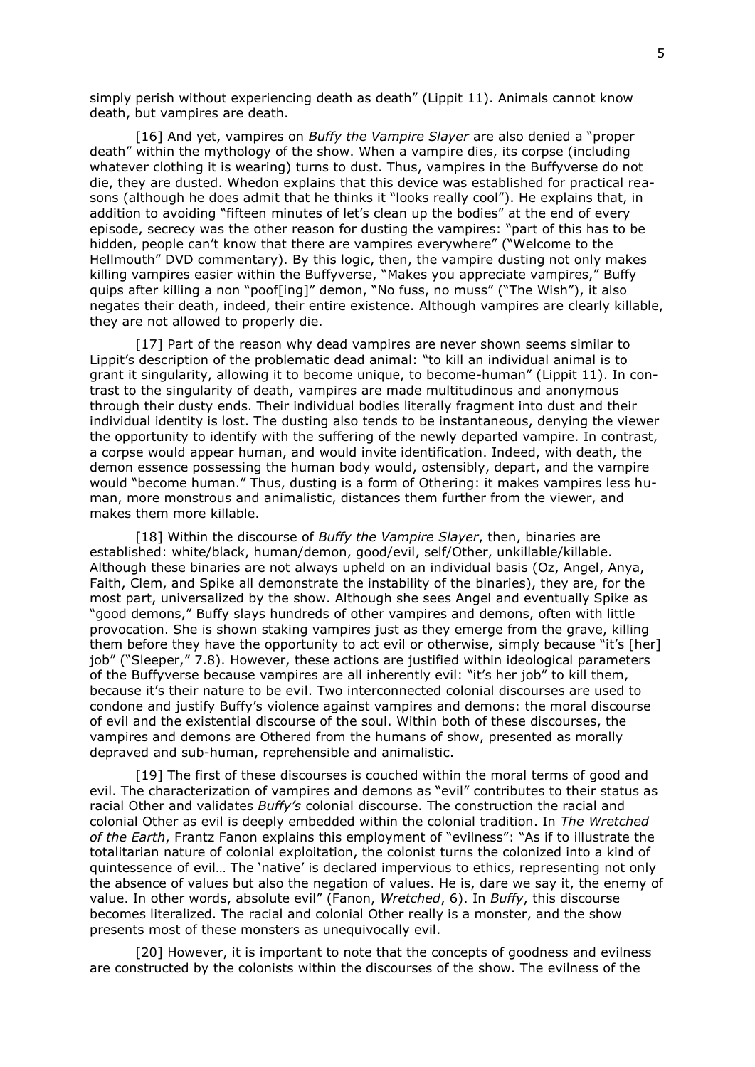simply perish without experiencing death as death" (Lippit 11). Animals cannot know death, but vampires are death.

[16] And yet, vampires on *Buffy the Vampire Slayer* are also denied a "proper death" within the mythology of the show. When a vampire dies, its corpse (including whatever clothing it is wearing) turns to dust. Thus, vampires in the Buffyverse do not die, they are dusted. Whedon explains that this device was established for practical reasons (although he does admit that he thinks it "looks really cool"). He explains that, in addition to avoiding "fifteen minutes of let's clean up the bodies" at the end of every episode, secrecy was the other reason for dusting the vampires: "part of this has to be hidden, people can't know that there are vampires everywhere" ("Welcome to the Hellmouth" DVD commentary). By this logic, then, the vampire dusting not only makes killing vampires easier within the Buffyverse, "Makes you appreciate vampires," Buffy quips after killing a non "poof[ing]" demon, "No fuss, no muss" ("The Wish"), it also negates their death, indeed, their entire existence. Although vampires are clearly killable, they are not allowed to properly die.

[17] Part of the reason why dead vampires are never shown seems similar to Lippit's description of the problematic dead animal: "to kill an individual animal is to grant it singularity, allowing it to become unique, to become-human" (Lippit 11). In contrast to the singularity of death, vampires are made multitudinous and anonymous through their dusty ends. Their individual bodies literally fragment into dust and their individual identity is lost. The dusting also tends to be instantaneous, denying the viewer the opportunity to identify with the suffering of the newly departed vampire. In contrast, a corpse would appear human, and would invite identification. Indeed, with death, the demon essence possessing the human body would, ostensibly, depart, and the vampire would "become human." Thus, dusting is a form of Othering: it makes vampires less human, more monstrous and animalistic, distances them further from the viewer, and makes them more killable.

[18] Within the discourse of *Buffy the Vampire Slayer*, then, binaries are established: white/black, human/demon, good/evil, self/Other, unkillable/killable. Although these binaries are not always upheld on an individual basis (Oz, Angel, Anya, Faith, Clem, and Spike all demonstrate the instability of the binaries), they are, for the most part, universalized by the show. Although she sees Angel and eventually Spike as "good demons," Buffy slays hundreds of other vampires and demons, often with little provocation. She is shown staking vampires just as they emerge from the grave, killing them before they have the opportunity to act evil or otherwise, simply because "it's [her] job" ("Sleeper," 7.8). However, these actions are justified within ideological parameters of the Buffyverse because vampires are all inherently evil: "it's her job" to kill them, because it's their nature to be evil. Two interconnected colonial discourses are used to condone and justify Buffy's violence against vampires and demons: the moral discourse of evil and the existential discourse of the soul. Within both of these discourses, the vampires and demons are Othered from the humans of show, presented as morally depraved and sub-human, reprehensible and animalistic.

[19] The first of these discourses is couched within the moral terms of good and evil. The characterization of vampires and demons as "evil" contributes to their status as racial Other and validates *Buffy's* colonial discourse. The construction the racial and colonial Other as evil is deeply embedded within the colonial tradition. In *The Wretched of the Earth*, Frantz Fanon explains this employment of "evilness": "As if to illustrate the totalitarian nature of colonial exploitation, the colonist turns the colonized into a kind of quintessence of evil… The 'native' is declared impervious to ethics, representing not only the absence of values but also the negation of values. He is, dare we say it, the enemy of value. In other words, absolute evil" (Fanon, *Wretched*, 6). In *Buffy*, this discourse becomes literalized. The racial and colonial Other really is a monster, and the show presents most of these monsters as unequivocally evil.

[20] However, it is important to note that the concepts of goodness and evilness are constructed by the colonists within the discourses of the show. The evilness of the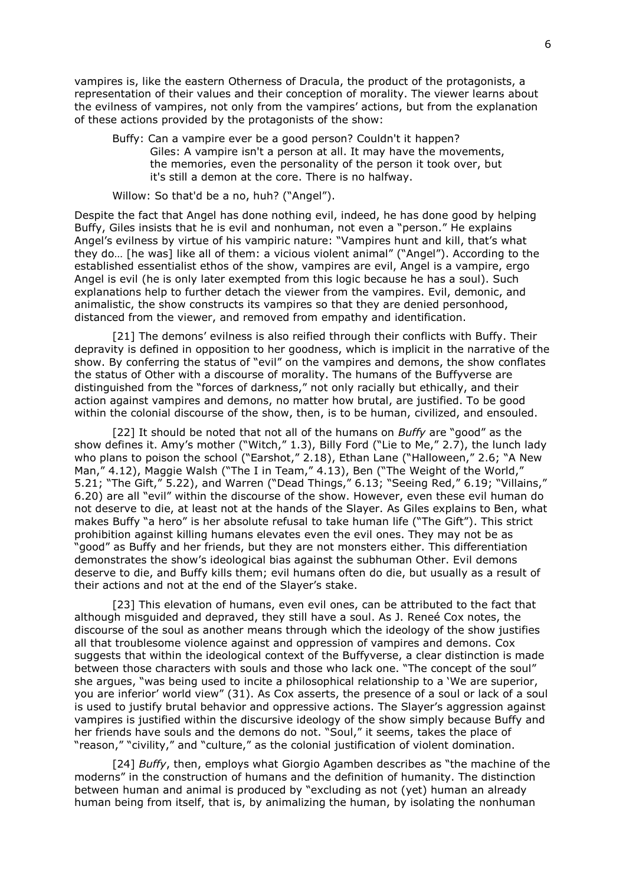vampires is, like the eastern Otherness of Dracula, the product of the protagonists, a representation of their values and their conception of morality. The viewer learns about the evilness of vampires, not only from the vampires' actions, but from the explanation of these actions provided by the protagonists of the show:

> Buffy: Can a vampire ever be a good person? Couldn't it happen?
> Giles: A vampire isn't a person at all. It may have the movements, the memories, even the personality of the person it took over, but it's still a demon at the core. There is no halfway.
>
> Willow: So that'd be a no, huh? ("Angel").

Despite the fact that Angel has done nothing evil, indeed, he has done good by helping Buffy, Giles insists that he is evil and nonhuman, not even a "person." He explains Angel's evilness by virtue of his vampiric nature: "Vampires hunt and kill, that's what they do… [he was] like all of them: a vicious violent animal" ("Angel"). According to the established essentialist ethos of the show, vampires are evil, Angel is a vampire, ergo Angel is evil (he is only later exempted from this logic because he has a soul). Such explanations help to further detach the viewer from the vampires. Evil, demonic, and animalistic, the show constructs its vampires so that they are denied personhood, distanced from the viewer, and removed from empathy and identification.

[21] The demons' evilness is also reified through their conflicts with Buffy. Their depravity is defined in opposition to her goodness, which is implicit in the narrative of the show. By conferring the status of "evil" on the vampires and demons, the show conflates the status of Other with a discourse of morality. The humans of the Buffyverse are distinguished from the "forces of darkness," not only racially but ethically, and their action against vampires and demons, no matter how brutal, are justified. To be good within the colonial discourse of the show, then, is to be human, civilized, and ensouled.

[22] It should be noted that not all of the humans on *Buffy* are "good" as the show defines it. Amy's mother ("Witch," 1.3), Billy Ford ("Lie to Me," 2.7), the lunch lady who plans to poison the school ("Earshot," 2.18), Ethan Lane ("Halloween," 2.6; "A New Man," 4.12), Maggie Walsh ("The I in Team," 4.13), Ben ("The Weight of the World," 5.21; "The Gift," 5.22), and Warren ("Dead Things," 6.13; "Seeing Red," 6.19; "Villains," 6.20) are all "evil" within the discourse of the show. However, even these evil human do not deserve to die, at least not at the hands of the Slayer. As Giles explains to Ben, what makes Buffy "a hero" is her absolute refusal to take human life ("The Gift"). This strict prohibition against killing humans elevates even the evil ones. They may not be as "good" as Buffy and her friends, but they are not monsters either. This differentiation demonstrates the show's ideological bias against the subhuman Other. Evil demons deserve to die, and Buffy kills them; evil humans often do die, but usually as a result of their actions and not at the end of the Slayer's stake.

[23] This elevation of humans, even evil ones, can be attributed to the fact that although misguided and depraved, they still have a soul. As J. Reneé Cox notes, the discourse of the soul as another means through which the ideology of the show justifies all that troublesome violence against and oppression of vampires and demons. Cox suggests that within the ideological context of the Buffyverse, a clear distinction is made between those characters with souls and those who lack one. "The concept of the soul" she argues, "was being used to incite a philosophical relationship to a 'We are superior, you are inferior' world view" (31). As Cox asserts, the presence of a soul or lack of a soul is used to justify brutal behavior and oppressive actions. The Slayer's aggression against vampires is justified within the discursive ideology of the show simply because Buffy and her friends have souls and the demons do not. "Soul," it seems, takes the place of "reason," "civility," and "culture," as the colonial justification of violent domination.

[24] *Buffy*, then, employs what Giorgio Agamben describes as "the machine of the moderns" in the construction of humans and the definition of humanity. The distinction between human and animal is produced by "excluding as not (yet) human an already human being from itself, that is, by animalizing the human, by isolating the nonhuman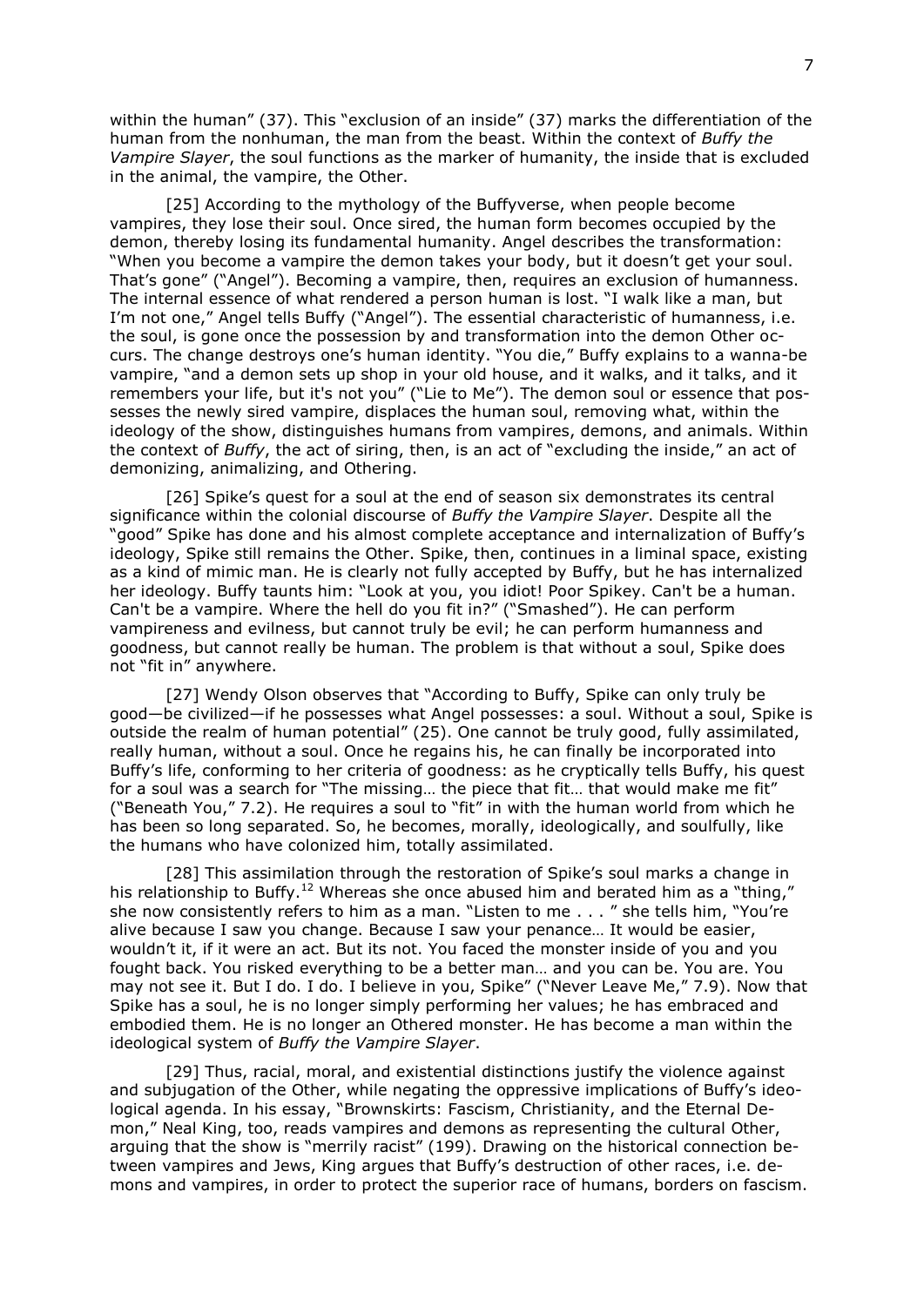within the human" (37). This "exclusion of an inside" (37) marks the differentiation of the human from the nonhuman, the man from the beast. Within the context of *Buffy the Vampire Slayer*, the soul functions as the marker of humanity, the inside that is excluded in the animal, the vampire, the Other.

[25] According to the mythology of the Buffyverse, when people become vampires, they lose their soul. Once sired, the human form becomes occupied by the demon, thereby losing its fundamental humanity. Angel describes the transformation: "When you become a vampire the demon takes your body, but it doesn't get your soul. That's gone" ("Angel"). Becoming a vampire, then, requires an exclusion of humanness. The internal essence of what rendered a person human is lost. "I walk like a man, but I'm not one," Angel tells Buffy ("Angel"). The essential characteristic of humanness, i.e. the soul, is gone once the possession by and transformation into the demon Other occurs. The change destroys one's human identity. "You die," Buffy explains to a wanna-be vampire, "and a demon sets up shop in your old house, and it walks, and it talks, and it remembers your life, but it's not you" ("Lie to Me"). The demon soul or essence that possesses the newly sired vampire, displaces the human soul, removing what, within the ideology of the show, distinguishes humans from vampires, demons, and animals. Within the context of *Buffy*, the act of siring, then, is an act of "excluding the inside," an act of demonizing, animalizing, and Othering.

[26] Spike's quest for a soul at the end of season six demonstrates its central significance within the colonial discourse of *Buffy the Vampire Slayer*. Despite all the "good" Spike has done and his almost complete acceptance and internalization of Buffy's ideology, Spike still remains the Other. Spike, then, continues in a liminal space, existing as a kind of mimic man. He is clearly not fully accepted by Buffy, but he has internalized her ideology. Buffy taunts him: "Look at you, you idiot! Poor Spikey. Can't be a human. Can't be a vampire. Where the hell do you fit in?" ("Smashed"). He can perform vampireness and evilness, but cannot truly be evil; he can perform humanness and goodness, but cannot really be human. The problem is that without a soul, Spike does not "fit in" anywhere.

[27] Wendy Olson observes that "According to Buffy, Spike can only truly be good—be civilized—if he possesses what Angel possesses: a soul. Without a soul, Spike is outside the realm of human potential" (25). One cannot be truly good, fully assimilated, really human, without a soul. Once he regains his, he can finally be incorporated into Buffy's life, conforming to her criteria of goodness: as he cryptically tells Buffy, his quest for a soul was a search for "The missing… the piece that fit… that would make me fit" ("Beneath You," 7.2). He requires a soul to "fit" in with the human world from which he has been so long separated. So, he becomes, morally, ideologically, and soulfully, like the humans who have colonized him, totally assimilated.

[28] This assimilation through the restoration of Spike's soul marks a change in his relationship to Buffy.[12] Whereas she once abused him and berated him as a "thing," she now consistently refers to him as a man. "Listen to me . . . " she tells him, "You're alive because I saw you change. Because I saw your penance… It would be easier, wouldn't it, if it were an act. But its not. You faced the monster inside of you and you fought back. You risked everything to be a better man… and you can be. You are. You may not see it. But I do. I do. I believe in you, Spike" ("Never Leave Me," 7.9). Now that Spike has a soul, he is no longer simply performing her values; he has embraced and embodied them. He is no longer an Othered monster. He has become a man within the ideological system of *Buffy the Vampire Slayer*.

[29] Thus, racial, moral, and existential distinctions justify the violence against and subjugation of the Other, while negating the oppressive implications of Buffy's ideological agenda. In his essay, "Brownskirts: Fascism, Christianity, and the Eternal Demon," Neal King, too, reads vampires and demons as representing the cultural Other, arguing that the show is "merrily racist" (199). Drawing on the historical connection between vampires and Jews, King argues that Buffy's destruction of other races, i.e. demons and vampires, in order to protect the superior race of humans, borders on fascism.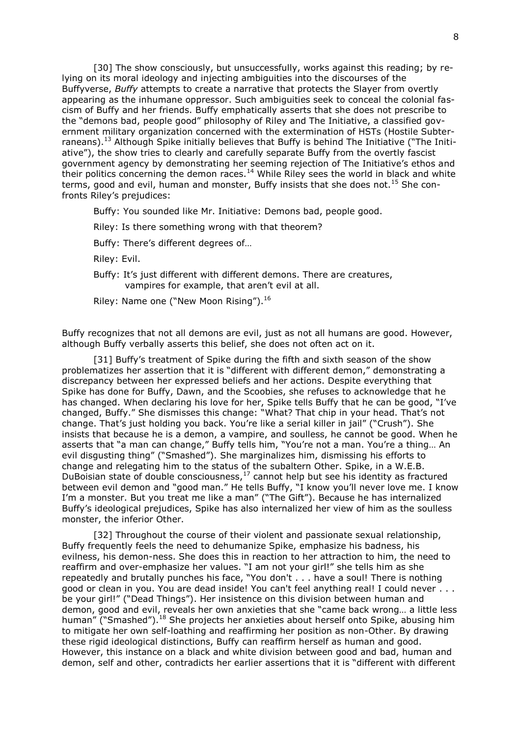[30] The show consciously, but unsuccessfully, works against this reading; by relying on its moral ideology and injecting ambiguities into the discourses of the Buffyverse, *Buffy* attempts to create a narrative that protects the Slayer from overtly appearing as the inhumane oppressor. Such ambiguities seek to conceal the colonial fascism of Buffy and her friends. Buffy emphatically asserts that she does not prescribe to the "demons bad, people good" philosophy of Riley and The Initiative, a classified government military organization concerned with the extermination of HSTs (Hostile Subterraneans).[13] Although Spike initially believes that Buffy is behind The Initiative ("The Initiative"), the show tries to clearly and carefully separate Buffy from the overtly fascist government agency by demonstrating her seeming rejection of The Initiative's ethos and their politics concerning the demon races.[14] While Riley sees the world in black and white terms, good and evil, human and monster, Buffy insists that she does not.[15] She confronts Riley's prejudices:

> Buffy: You sounded like Mr. Initiative: Demons bad, people good.
>
> Riley: Is there something wrong with that theorem?
>
> Buffy: There's different degrees of…
>
> Riley: Evil.
>
> Buffy: It's just different with different demons. There are creatures, vampires for example, that aren't evil at all.
>
> Riley: Name one ("New Moon Rising").[16]

Buffy recognizes that not all demons are evil, just as not all humans are good. However, although Buffy verbally asserts this belief, she does not often act on it.

[31] Buffy's treatment of Spike during the fifth and sixth season of the show problematizes her assertion that it is "different with different demon," demonstrating a discrepancy between her expressed beliefs and her actions. Despite everything that Spike has done for Buffy, Dawn, and the Scoobies, she refuses to acknowledge that he has changed. When declaring his love for her, Spike tells Buffy that he can be good, "I've changed, Buffy." She dismisses this change: "What? That chip in your head. That's not change. That's just holding you back. You're like a serial killer in jail" ("Crush"). She insists that because he is a demon, a vampire, and soulless, he cannot be good. When he asserts that "a man can change," Buffy tells him, "You're not a man. You're a thing… An evil disgusting thing" ("Smashed"). She marginalizes him, dismissing his efforts to change and relegating him to the status of the subaltern Other. Spike, in a W.E.B. DuBoisian state of double consciousness,[17] cannot help but see his identity as fractured between evil demon and "good man." He tells Buffy, "I know you'll never love me. I know I'm a monster. But you treat me like a man" ("The Gift"). Because he has internalized Buffy's ideological prejudices, Spike has also internalized her view of him as the soulless monster, the inferior Other.

[32] Throughout the course of their violent and passionate sexual relationship, Buffy frequently feels the need to dehumanize Spike, emphasize his badness, his evilness, his demon-ness. She does this in reaction to her attraction to him, the need to reaffirm and over-emphasize her values. "I am not your girl!" she tells him as she repeatedly and brutally punches his face, "You don't . . . have a soul! There is nothing good or clean in you. You are dead inside! You can't feel anything real! I could never . . . be your girl!" ("Dead Things"). Her insistence on this division between human and demon, good and evil, reveals her own anxieties that she "came back wrong… a little less human" ("Smashed").[18] She projects her anxieties about herself onto Spike, abusing him to mitigate her own self-loathing and reaffirming her position as non-Other. By drawing these rigid ideological distinctions, Buffy can reaffirm herself as human and good. However, this instance on a black and white division between good and bad, human and demon, self and other, contradicts her earlier assertions that it is "different with different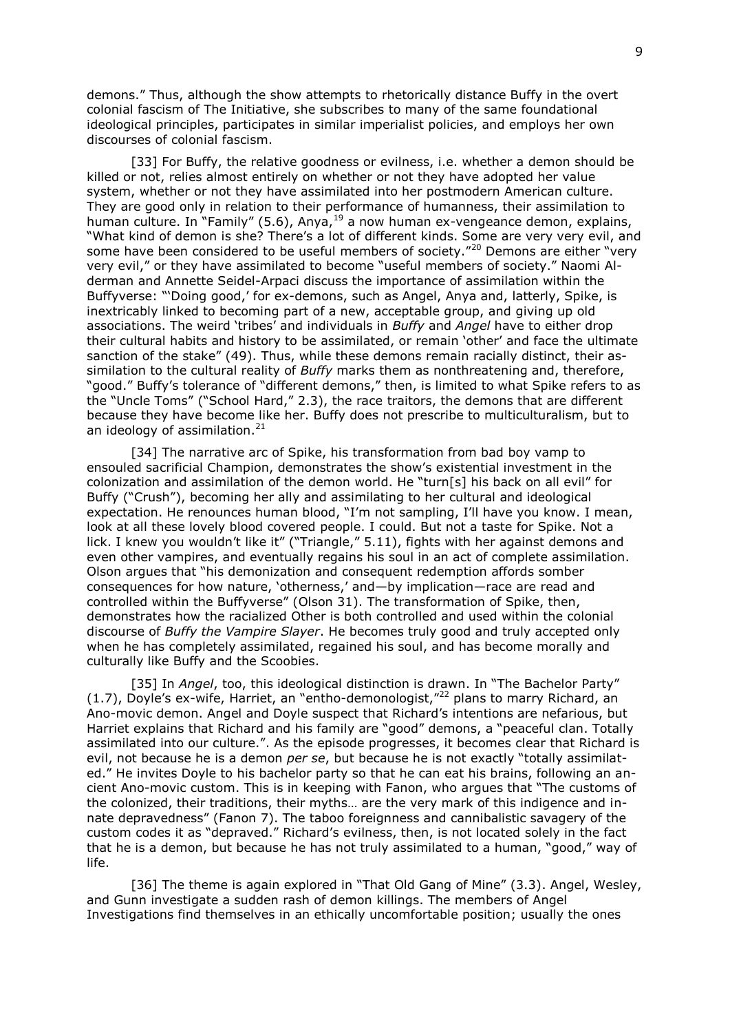demons." Thus, although the show attempts to rhetorically distance Buffy in the overt colonial fascism of The Initiative, she subscribes to many of the same foundational ideological principles, participates in similar imperialist policies, and employs her own discourses of colonial fascism.

[33] For Buffy, the relative goodness or evilness, i.e. whether a demon should be killed or not, relies almost entirely on whether or not they have adopted her value system, whether or not they have assimilated into her postmodern American culture. They are good only in relation to their performance of humanness, their assimilation to human culture. In "Family" (5.6), Anya,[19] a now human ex-vengeance demon, explains, "What kind of demon is she? There's a lot of different kinds. Some are very very evil, and some have been considered to be useful members of society."[20] Demons are either "very very evil," or they have assimilated to become "useful members of society." Naomi Alderman and Annette Seidel-Arpaci discuss the importance of assimilation within the Buffyverse: "'Doing good,' for ex-demons, such as Angel, Anya and, latterly, Spike, is inextricably linked to becoming part of a new, acceptable group, and giving up old associations. The weird 'tribes' and individuals in *Buffy* and *Angel* have to either drop their cultural habits and history to be assimilated, or remain 'other' and face the ultimate sanction of the stake" (49). Thus, while these demons remain racially distinct, their assimilation to the cultural reality of *Buffy* marks them as nonthreatening and, therefore, "good." Buffy's tolerance of "different demons," then, is limited to what Spike refers to as the "Uncle Toms" ("School Hard," 2.3), the race traitors, the demons that are different because they have become like her. Buffy does not prescribe to multiculturalism, but to an ideology of assimilation.[21]

[34] The narrative arc of Spike, his transformation from bad boy vamp to ensouled sacrificial Champion, demonstrates the show's existential investment in the colonization and assimilation of the demon world. He "turn[s] his back on all evil" for Buffy ("Crush"), becoming her ally and assimilating to her cultural and ideological expectation. He renounces human blood, "I'm not sampling, I'll have you know. I mean, look at all these lovely blood covered people. I could. But not a taste for Spike. Not a lick. I knew you wouldn't like it" ("Triangle," 5.11), fights with her against demons and even other vampires, and eventually regains his soul in an act of complete assimilation. Olson argues that "his demonization and consequent redemption affords somber consequences for how nature, 'otherness,' and—by implication—race are read and controlled within the Buffyverse" (Olson 31). The transformation of Spike, then, demonstrates how the racialized Other is both controlled and used within the colonial discourse of *Buffy the Vampire Slayer*. He becomes truly good and truly accepted only when he has completely assimilated, regained his soul, and has become morally and culturally like Buffy and the Scoobies.

[35] In *Angel*, too, this ideological distinction is drawn. In "The Bachelor Party" (1.7), Doyle's ex-wife, Harriet, an "entho-demonologist,"[22] plans to marry Richard, an Ano-movic demon. Angel and Doyle suspect that Richard's intentions are nefarious, but Harriet explains that Richard and his family are "good" demons, a "peaceful clan. Totally assimilated into our culture.". As the episode progresses, it becomes clear that Richard is evil, not because he is a demon *per se*, but because he is not exactly "totally assimilated." He invites Doyle to his bachelor party so that he can eat his brains, following an ancient Ano-movic custom. This is in keeping with Fanon, who argues that "The customs of the colonized, their traditions, their myths… are the very mark of this indigence and innate depravedness" (Fanon 7). The taboo foreignness and cannibalistic savagery of the custom codes it as "depraved." Richard's evilness, then, is not located solely in the fact that he is a demon, but because he has not truly assimilated to a human, "good," way of life.

[36] The theme is again explored in "That Old Gang of Mine" (3.3). Angel, Wesley, and Gunn investigate a sudden rash of demon killings. The members of Angel Investigations find themselves in an ethically uncomfortable position; usually the ones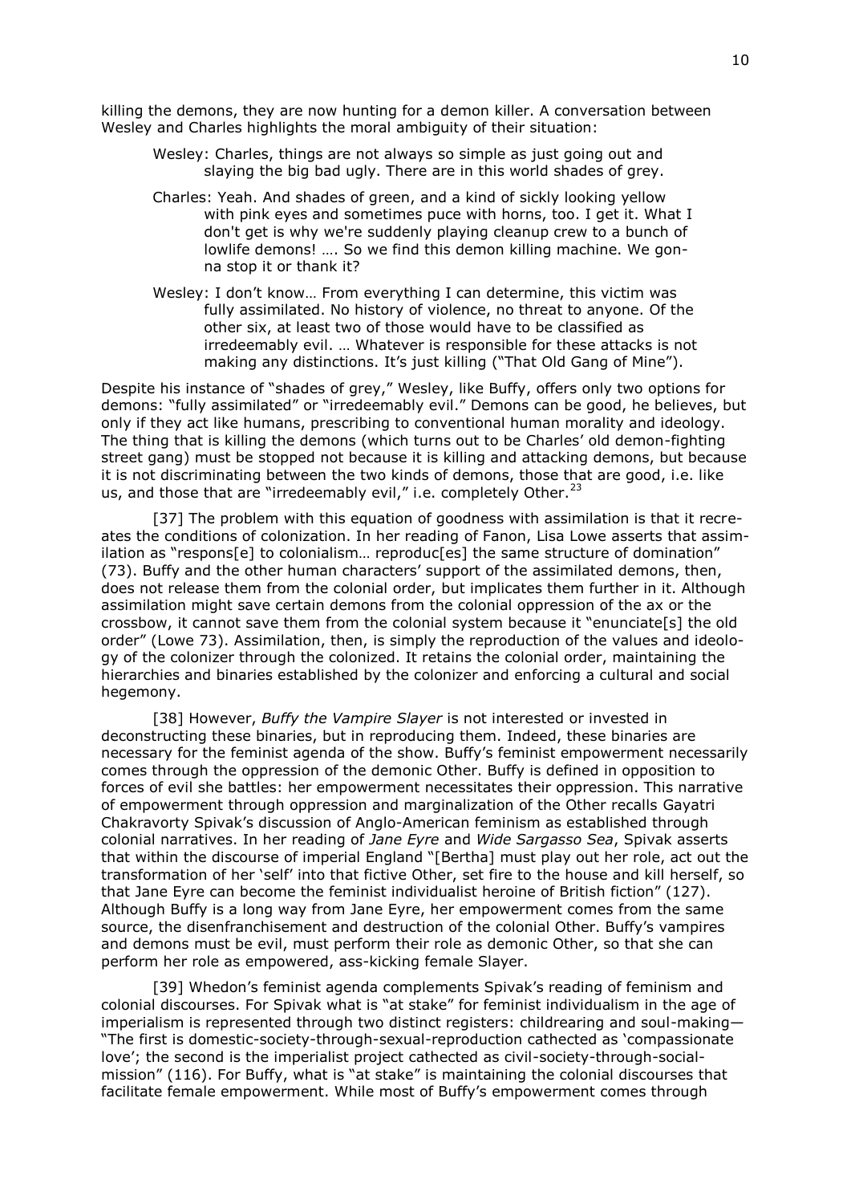killing the demons, they are now hunting for a demon killer. A conversation between Wesley and Charles highlights the moral ambiguity of their situation:

> Wesley: Charles, things are not always so simple as just going out and slaying the big bad ugly. There are in this world shades of grey.
>
> Charles: Yeah. And shades of green, and a kind of sickly looking yellow with pink eyes and sometimes puce with horns, too. I get it. What I don't get is why we're suddenly playing cleanup crew to a bunch of lowlife demons! …. So we find this demon killing machine. We gonna stop it or thank it?
>
> Wesley: I don't know… From everything I can determine, this victim was fully assimilated. No history of violence, no threat to anyone. Of the other six, at least two of those would have to be classified as irredeemably evil. … Whatever is responsible for these attacks is not making any distinctions. It's just killing ("That Old Gang of Mine").

Despite his instance of "shades of grey," Wesley, like Buffy, offers only two options for demons: "fully assimilated" or "irredeemably evil." Demons can be good, he believes, but only if they act like humans, prescribing to conventional human morality and ideology. The thing that is killing the demons (which turns out to be Charles' old demon-fighting street gang) must be stopped not because it is killing and attacking demons, but because it is not discriminating between the two kinds of demons, those that are good, i.e. like us, and those that are "irredeemably evil," i.e. completely Other.[23]

[37] The problem with this equation of goodness with assimilation is that it recreates the conditions of colonization. In her reading of Fanon, Lisa Lowe asserts that assimilation as "respons[e] to colonialism… reproduc[es] the same structure of domination" (73). Buffy and the other human characters' support of the assimilated demons, then, does not release them from the colonial order, but implicates them further in it. Although assimilation might save certain demons from the colonial oppression of the ax or the crossbow, it cannot save them from the colonial system because it "enunciate[s] the old order" (Lowe 73). Assimilation, then, is simply the reproduction of the values and ideology of the colonizer through the colonized. It retains the colonial order, maintaining the hierarchies and binaries established by the colonizer and enforcing a cultural and social hegemony.

[38] However, *Buffy the Vampire Slayer* is not interested or invested in deconstructing these binaries, but in reproducing them. Indeed, these binaries are necessary for the feminist agenda of the show. Buffy's feminist empowerment necessarily comes through the oppression of the demonic Other. Buffy is defined in opposition to forces of evil she battles: her empowerment necessitates their oppression. This narrative of empowerment through oppression and marginalization of the Other recalls Gayatri Chakravorty Spivak's discussion of Anglo-American feminism as established through colonial narratives. In her reading of *Jane Eyre* and *Wide Sargasso Sea*, Spivak asserts that within the discourse of imperial England "[Bertha] must play out her role, act out the transformation of her 'self' into that fictive Other, set fire to the house and kill herself, so that Jane Eyre can become the feminist individualist heroine of British fiction" (127). Although Buffy is a long way from Jane Eyre, her empowerment comes from the same source, the disenfranchisement and destruction of the colonial Other. Buffy's vampires and demons must be evil, must perform their role as demonic Other, so that she can perform her role as empowered, ass-kicking female Slayer.

[39] Whedon's feminist agenda complements Spivak's reading of feminism and colonial discourses. For Spivak what is "at stake" for feminist individualism in the age of imperialism is represented through two distinct registers: childrearing and soul-making—"The first is domestic-society-through-sexual-reproduction cathected as 'compassionate love'; the second is the imperialist project cathected as civil-society-through-social-mission" (116). For Buffy, what is "at stake" is maintaining the colonial discourses that facilitate female empowerment. While most of Buffy's empowerment comes through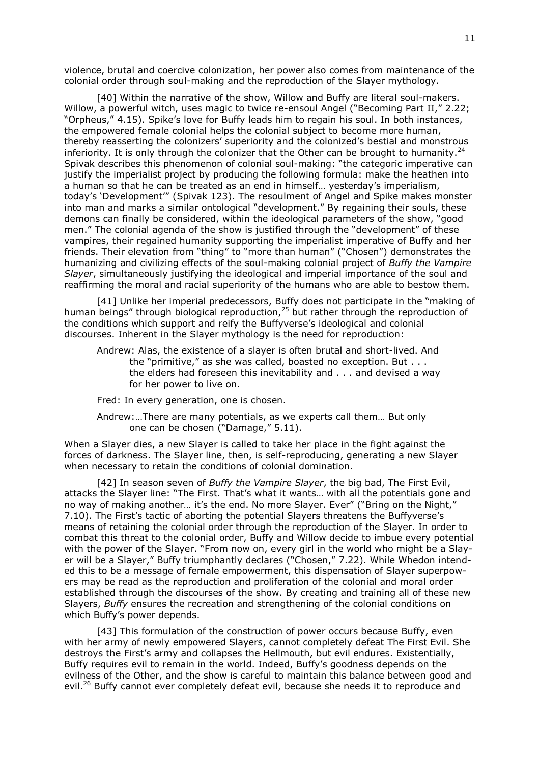violence, brutal and coercive colonization, her power also comes from maintenance of the colonial order through soul-making and the reproduction of the Slayer mythology.

[40] Within the narrative of the show, Willow and Buffy are literal soul-makers. Willow, a powerful witch, uses magic to twice re-ensoul Angel ("Becoming Part II," 2.22; "Orpheus," 4.15). Spike's love for Buffy leads him to regain his soul. In both instances, the empowered female colonial helps the colonial subject to become more human, thereby reasserting the colonizers' superiority and the colonized's bestial and monstrous inferiority. It is only through the colonizer that the Other can be brought to humanity.[24] Spivak describes this phenomenon of colonial soul-making: "the categoric imperative can justify the imperialist project by producing the following formula: make the heathen into a human so that he can be treated as an end in himself… yesterday's imperialism, today's 'Development'" (Spivak 123). The resoulment of Angel and Spike makes monster into man and marks a similar ontological "development." By regaining their souls, these demons can finally be considered, within the ideological parameters of the show, "good men." The colonial agenda of the show is justified through the "development" of these vampires, their regained humanity supporting the imperialist imperative of Buffy and her friends. Their elevation from "thing" to "more than human" ("Chosen") demonstrates the humanizing and civilizing effects of the soul-making colonial project of *Buffy the Vampire Slayer*, simultaneously justifying the ideological and imperial importance of the soul and reaffirming the moral and racial superiority of the humans who are able to bestow them.

[41] Unlike her imperial predecessors, Buffy does not participate in the "making of human beings" through biological reproduction,[25] but rather through the reproduction of the conditions which support and reify the Buffyverse's ideological and colonial discourses. Inherent in the Slayer mythology is the need for reproduction:

> Andrew: Alas, the existence of a slayer is often brutal and short-lived. And the "primitive," as she was called, boasted no exception. But . . . the elders had foreseen this inevitability and . . . and devised a way for her power to live on.
>
> Fred: In every generation, one is chosen.
>
> Andrew:…There are many potentials, as we experts call them… But only one can be chosen ("Damage," 5.11).

When a Slayer dies, a new Slayer is called to take her place in the fight against the forces of darkness. The Slayer line, then, is self-reproducing, generating a new Slayer when necessary to retain the conditions of colonial domination.

[42] In season seven of *Buffy the Vampire Slayer*, the big bad, The First Evil, attacks the Slayer line: "The First. That's what it wants… with all the potentials gone and no way of making another… it's the end. No more Slayer. Ever" ("Bring on the Night," 7.10). The First's tactic of aborting the potential Slayers threatens the Buffyverse's means of retaining the colonial order through the reproduction of the Slayer. In order to combat this threat to the colonial order, Buffy and Willow decide to imbue every potential with the power of the Slayer. "From now on, every girl in the world who might be a Slayer will be a Slayer," Buffy triumphantly declares ("Chosen," 7.22). While Whedon intended this to be a message of female empowerment, this dispensation of Slayer superpowers may be read as the reproduction and proliferation of the colonial and moral order established through the discourses of the show. By creating and training all of these new Slayers, *Buffy* ensures the recreation and strengthening of the colonial conditions on which Buffy's power depends.

[43] This formulation of the construction of power occurs because Buffy, even with her army of newly empowered Slayers, cannot completely defeat The First Evil. She destroys the First's army and collapses the Hellmouth, but evil endures. Existentially, Buffy requires evil to remain in the world. Indeed, Buffy's goodness depends on the evilness of the Other, and the show is careful to maintain this balance between good and evil.[26] Buffy cannot ever completely defeat evil, because she needs it to reproduce and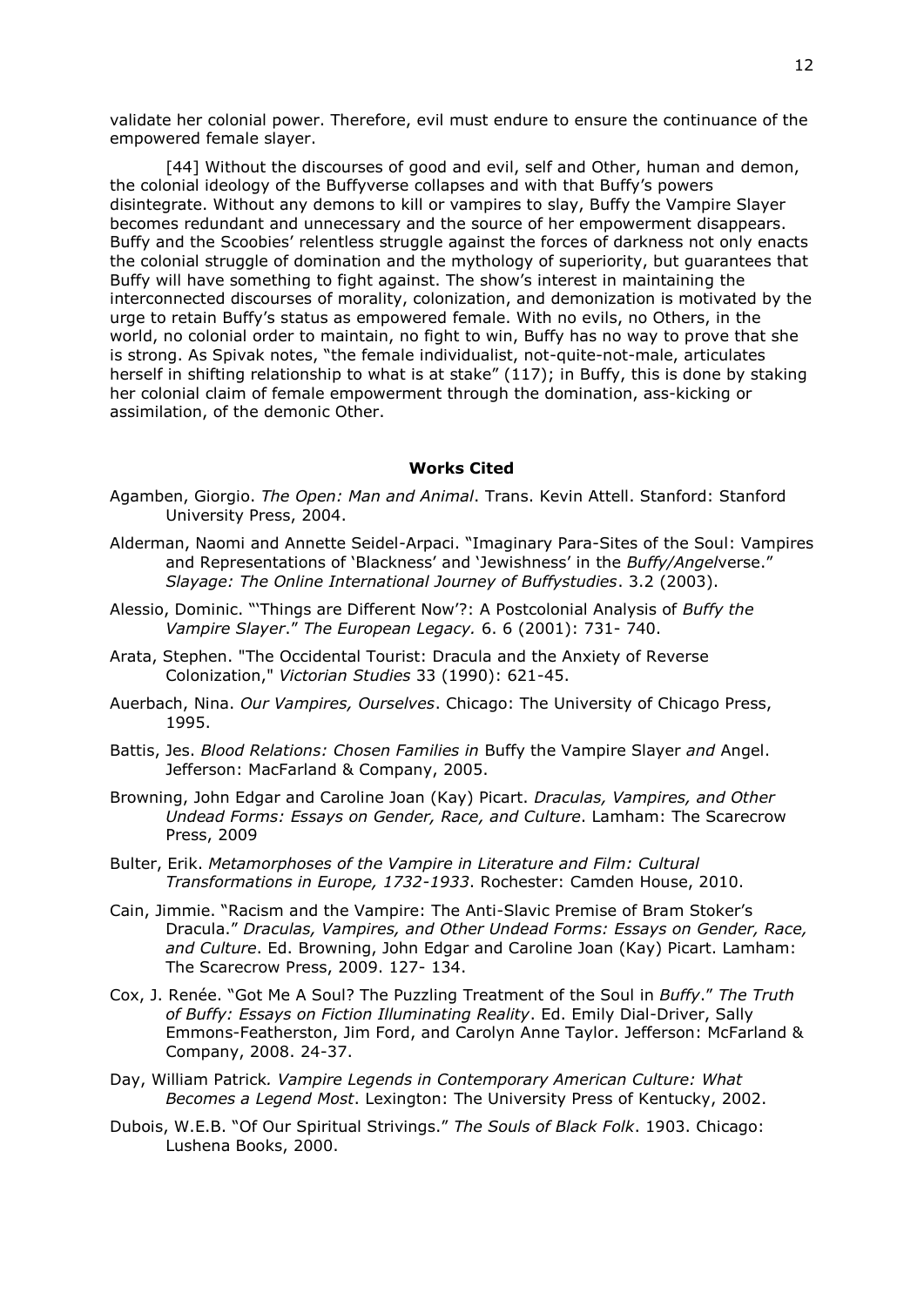validate her colonial power. Therefore, evil must endure to ensure the continuance of the empowered female slayer.

[44] Without the discourses of good and evil, self and Other, human and demon, the colonial ideology of the Buffyverse collapses and with that Buffy's powers disintegrate. Without any demons to kill or vampires to slay, Buffy the Vampire Slayer becomes redundant and unnecessary and the source of her empowerment disappears. Buffy and the Scoobies' relentless struggle against the forces of darkness not only enacts the colonial struggle of domination and the mythology of superiority, but guarantees that Buffy will have something to fight against. The show's interest in maintaining the interconnected discourses of morality, colonization, and demonization is motivated by the urge to retain Buffy's status as empowered female. With no evils, no Others, in the world, no colonial order to maintain, no fight to win, Buffy has no way to prove that she is strong. As Spivak notes, "the female individualist, not-quite-not-male, articulates herself in shifting relationship to what is at stake" (117); in Buffy, this is done by staking her colonial claim of female empowerment through the domination, ass-kicking or assimilation, of the demonic Other.

## Works Cited

Agamben, Giorgio. *The Open: Man and Animal*. Trans. Kevin Attell. Stanford: Stanford University Press, 2004.

Alderman, Naomi and Annette Seidel-Arpaci. "Imaginary Para-Sites of the Soul: Vampires and Representations of 'Blackness' and 'Jewishness' in the *Buffy/Angel*verse." *Slayage: The Online International Journey of Buffystudies*. 3.2 (2003).

Alessio, Dominic. "'Things are Different Now'?: A Postcolonial Analysis of *Buffy the Vampire Slayer*." *The European Legacy.* 6. 6 (2001): 731- 740.

Arata, Stephen. "The Occidental Tourist: Dracula and the Anxiety of Reverse Colonization," *Victorian Studies* 33 (1990): 621-45.

Auerbach, Nina. *Our Vampires, Ourselves*. Chicago: The University of Chicago Press, 1995.

Battis, Jes. *Blood Relations: Chosen Families in* Buffy the Vampire Slayer *and* Angel. Jefferson: MacFarland & Company, 2005.

Browning, John Edgar and Caroline Joan (Kay) Picart. *Draculas, Vampires, and Other Undead Forms: Essays on Gender, Race, and Culture*. Lamham: The Scarecrow Press, 2009

Bulter, Erik. *Metamorphoses of the Vampire in Literature and Film: Cultural Transformations in Europe, 1732-1933*. Rochester: Camden House, 2010.

Cain, Jimmie. "Racism and the Vampire: The Anti-Slavic Premise of Bram Stoker's Dracula." *Draculas, Vampires, and Other Undead Forms: Essays on Gender, Race, and Culture*. Ed. Browning, John Edgar and Caroline Joan (Kay) Picart. Lamham: The Scarecrow Press, 2009. 127- 134.

Cox, J. Renée. "Got Me A Soul? The Puzzling Treatment of the Soul in *Buffy*." *The Truth of Buffy: Essays on Fiction Illuminating Reality*. Ed. Emily Dial-Driver, Sally Emmons-Featherston, Jim Ford, and Carolyn Anne Taylor. Jefferson: McFarland & Company, 2008. 24-37.

Day, William Patrick*. Vampire Legends in Contemporary American Culture: What Becomes a Legend Most*. Lexington: The University Press of Kentucky, 2002.

Dubois, W.E.B. "Of Our Spiritual Strivings." *The Souls of Black Folk*. 1903. Chicago: Lushena Books, 2000.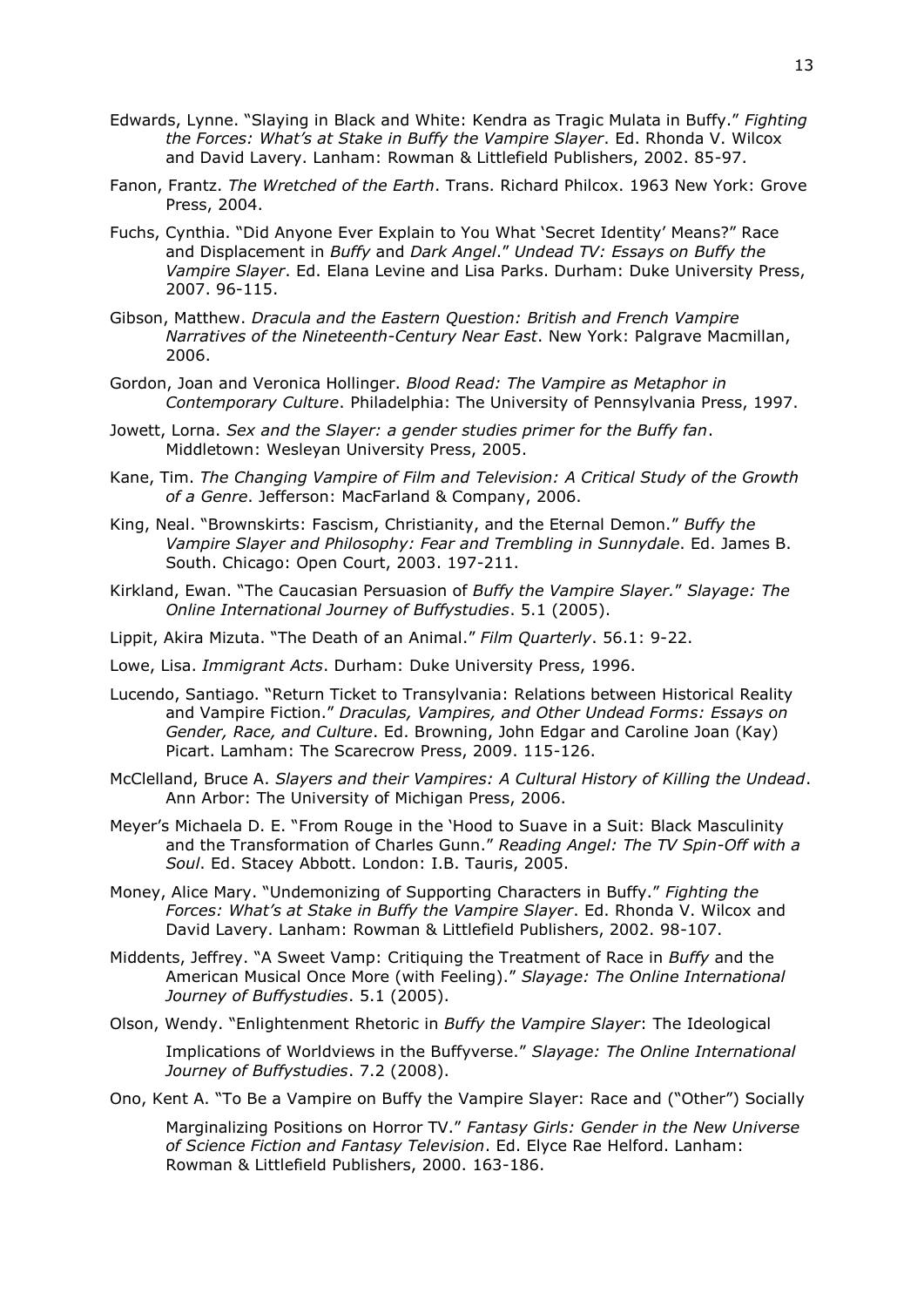Edwards, Lynne. "Slaying in Black and White: Kendra as Tragic Mulata in Buffy." *Fighting the Forces: What's at Stake in Buffy the Vampire Slayer*. Ed. Rhonda V. Wilcox and David Lavery. Lanham: Rowman & Littlefield Publishers, 2002. 85-97.

Fanon, Frantz. *The Wretched of the Earth*. Trans. Richard Philcox. 1963 New York: Grove Press, 2004.

Fuchs, Cynthia. "Did Anyone Ever Explain to You What 'Secret Identity' Means?" Race and Displacement in *Buffy* and *Dark Angel*." *Undead TV: Essays on Buffy the Vampire Slayer*. Ed. Elana Levine and Lisa Parks. Durham: Duke University Press, 2007. 96-115.

Gibson, Matthew. *Dracula and the Eastern Question: British and French Vampire Narratives of the Nineteenth-Century Near East*. New York: Palgrave Macmillan, 2006.

Gordon, Joan and Veronica Hollinger. *Blood Read: The Vampire as Metaphor in Contemporary Culture*. Philadelphia: The University of Pennsylvania Press, 1997.

Jowett, Lorna. *Sex and the Slayer: a gender studies primer for the Buffy fan*. Middletown: Wesleyan University Press, 2005.

Kane, Tim. *The Changing Vampire of Film and Television: A Critical Study of the Growth of a Genre*. Jefferson: MacFarland & Company, 2006.

King, Neal. "Brownskirts: Fascism, Christianity, and the Eternal Demon." *Buffy the Vampire Slayer and Philosophy: Fear and Trembling in Sunnydale*. Ed. James B. South. Chicago: Open Court, 2003. 197-211.

Kirkland, Ewan. "The Caucasian Persuasion of *Buffy the Vampire Slayer*." *Slayage: The Online International Journey of Buffystudies*. 5.1 (2005).

Lippit, Akira Mizuta. "The Death of an Animal." *Film Quarterly*. 56.1: 9-22.

Lowe, Lisa. *Immigrant Acts*. Durham: Duke University Press, 1996.

Lucendo, Santiago. "Return Ticket to Transylvania: Relations between Historical Reality and Vampire Fiction." *Draculas, Vampires, and Other Undead Forms: Essays on Gender, Race, and Culture*. Ed. Browning, John Edgar and Caroline Joan (Kay) Picart. Lamham: The Scarecrow Press, 2009. 115-126.

McClelland, Bruce A. *Slayers and their Vampires: A Cultural History of Killing the Undead*. Ann Arbor: The University of Michigan Press, 2006.

Meyer's Michaela D. E. "From Rouge in the 'Hood to Suave in a Suit: Black Masculinity and the Transformation of Charles Gunn." *Reading Angel: The TV Spin-Off with a Soul*. Ed. Stacey Abbott. London: I.B. Tauris, 2005.

Money, Alice Mary. "Undemonizing of Supporting Characters in Buffy." *Fighting the Forces: What's at Stake in Buffy the Vampire Slayer*. Ed. Rhonda V. Wilcox and David Lavery. Lanham: Rowman & Littlefield Publishers, 2002. 98-107.

Middents, Jeffrey. "A Sweet Vamp: Critiquing the Treatment of Race in *Buffy* and the American Musical Once More (with Feeling)." *Slayage: The Online International Journey of Buffystudies*. 5.1 (2005).

Olson, Wendy. "Enlightenment Rhetoric in *Buffy the Vampire Slayer*: The Ideological Implications of Worldviews in the Buffyverse." *Slayage: The Online International Journey of Buffystudies*. 7.2 (2008).

Ono, Kent A. "To Be a Vampire on Buffy the Vampire Slayer: Race and ("Other") Socially Marginalizing Positions on Horror TV." *Fantasy Girls: Gender in the New Universe of Science Fiction and Fantasy Television*. Ed. Elyce Rae Helford. Lanham: Rowman & Littlefield Publishers, 2000. 163-186.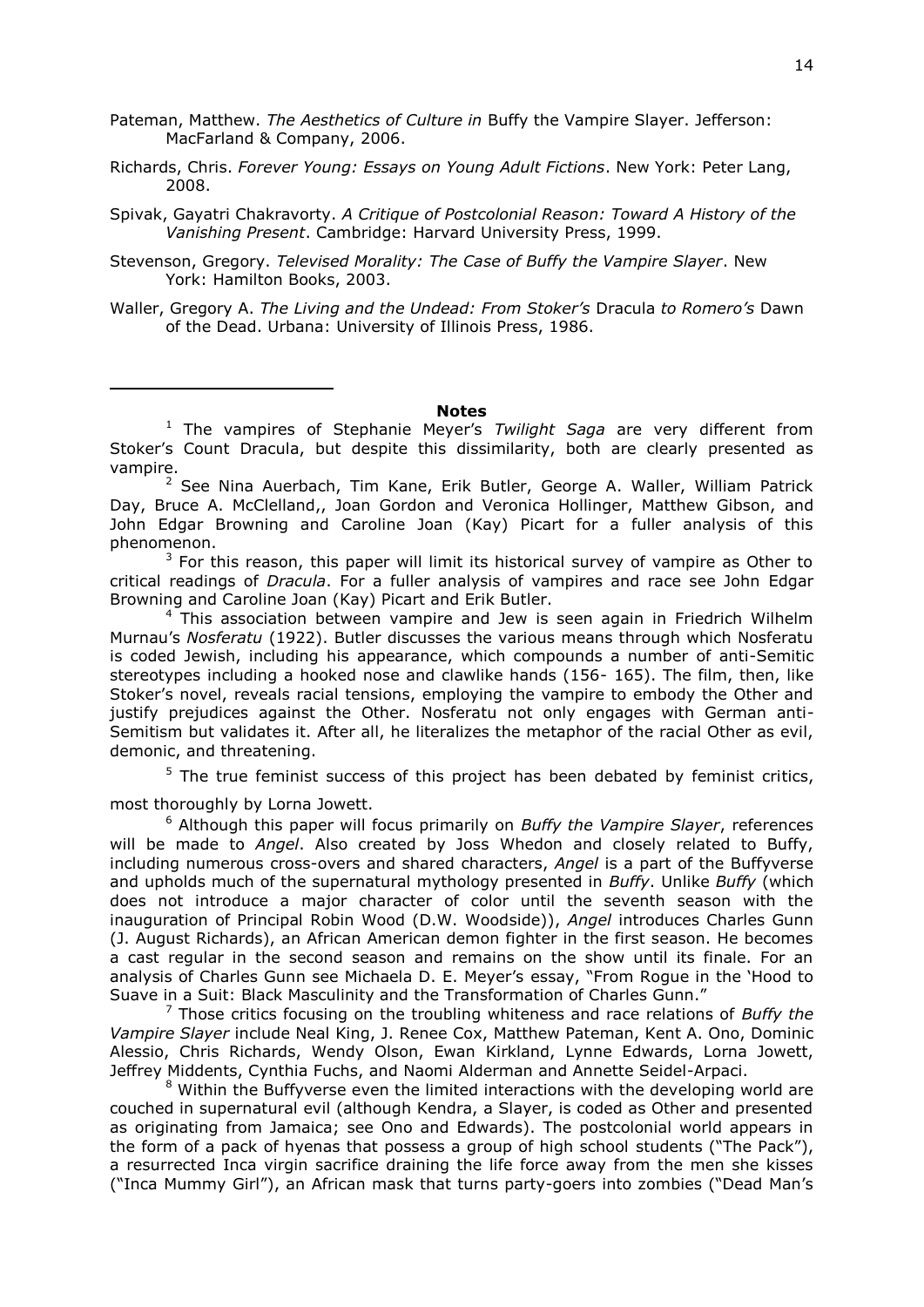Pateman, Matthew. *The Aesthetics of Culture in* Buffy the Vampire Slayer. Jefferson: MacFarland & Company, 2006.

Richards, Chris. *Forever Young: Essays on Young Adult Fictions*. New York: Peter Lang, 2008.

Spivak, Gayatri Chakravorty. *A Critique of Postcolonial Reason: Toward A History of the Vanishing Present*. Cambridge: Harvard University Press, 1999.

Stevenson, Gregory. *Televised Morality: The Case of Buffy the Vampire Slayer*. New York: Hamilton Books, 2003.

Waller, Gregory A. *The Living and the Undead: From Stoker's* Dracula *to Romero's* Dawn of the Dead. Urbana: University of Illinois Press, 1986.

---

**Notes**

[1] The vampires of Stephanie Meyer's *Twilight Saga* are very different from Stoker's Count Dracula, but despite this dissimilarity, both are clearly presented as vampire.

[2] See Nina Auerbach, Tim Kane, Erik Butler, George A. Waller, William Patrick Day, Bruce A. McClelland,, Joan Gordon and Veronica Hollinger, Matthew Gibson, and John Edgar Browning and Caroline Joan (Kay) Picart for a fuller analysis of this phenomenon.

[3] For this reason, this paper will limit its historical survey of vampire as Other to critical readings of *Dracula*. For a fuller analysis of vampires and race see John Edgar Browning and Caroline Joan (Kay) Picart and Erik Butler.

[4] This association between vampire and Jew is seen again in Friedrich Wilhelm Murnau's *Nosferatu* (1922). Butler discusses the various means through which Nosferatu is coded Jewish, including his appearance, which compounds a number of anti-Semitic stereotypes including a hooked nose and clawlike hands (156- 165). The film, then, like Stoker's novel, reveals racial tensions, employing the vampire to embody the Other and justify prejudices against the Other. Nosferatu not only engages with German anti-Semitism but validates it. After all, he literalizes the metaphor of the racial Other as evil, demonic, and threatening.

[5] The true feminist success of this project has been debated by feminist critics, most thoroughly by Lorna Jowett.

[6] Although this paper will focus primarily on *Buffy the Vampire Slayer*, references will be made to *Angel*. Also created by Joss Whedon and closely related to Buffy, including numerous cross-overs and shared characters, *Angel* is a part of the Buffyverse and upholds much of the supernatural mythology presented in *Buffy*. Unlike *Buffy* (which does not introduce a major character of color until the seventh season with the inauguration of Principal Robin Wood (D.W. Woodside)), *Angel* introduces Charles Gunn (J. August Richards), an African American demon fighter in the first season. He becomes a cast regular in the second season and remains on the show until its finale. For an analysis of Charles Gunn see Michaela D. E. Meyer's essay, "From Rogue in the 'Hood to Suave in a Suit: Black Masculinity and the Transformation of Charles Gunn."

[7] Those critics focusing on the troubling whiteness and race relations of *Buffy the Vampire Slayer* include Neal King, J. Renee Cox, Matthew Pateman, Kent A. Ono, Dominic Alessio, Chris Richards, Wendy Olson, Ewan Kirkland, Lynne Edwards, Lorna Jowett, Jeffrey Middents, Cynthia Fuchs, and Naomi Alderman and Annette Seidel-Arpaci.

[8] Within the Buffyverse even the limited interactions with the developing world are couched in supernatural evil (although Kendra, a Slayer, is coded as Other and presented as originating from Jamaica; see Ono and Edwards). The postcolonial world appears in the form of a pack of hyenas that possess a group of high school students ("The Pack"), a resurrected Inca virgin sacrifice draining the life force away from the men she kisses ("Inca Mummy Girl"), an African mask that turns party-goers into zombies ("Dead Man's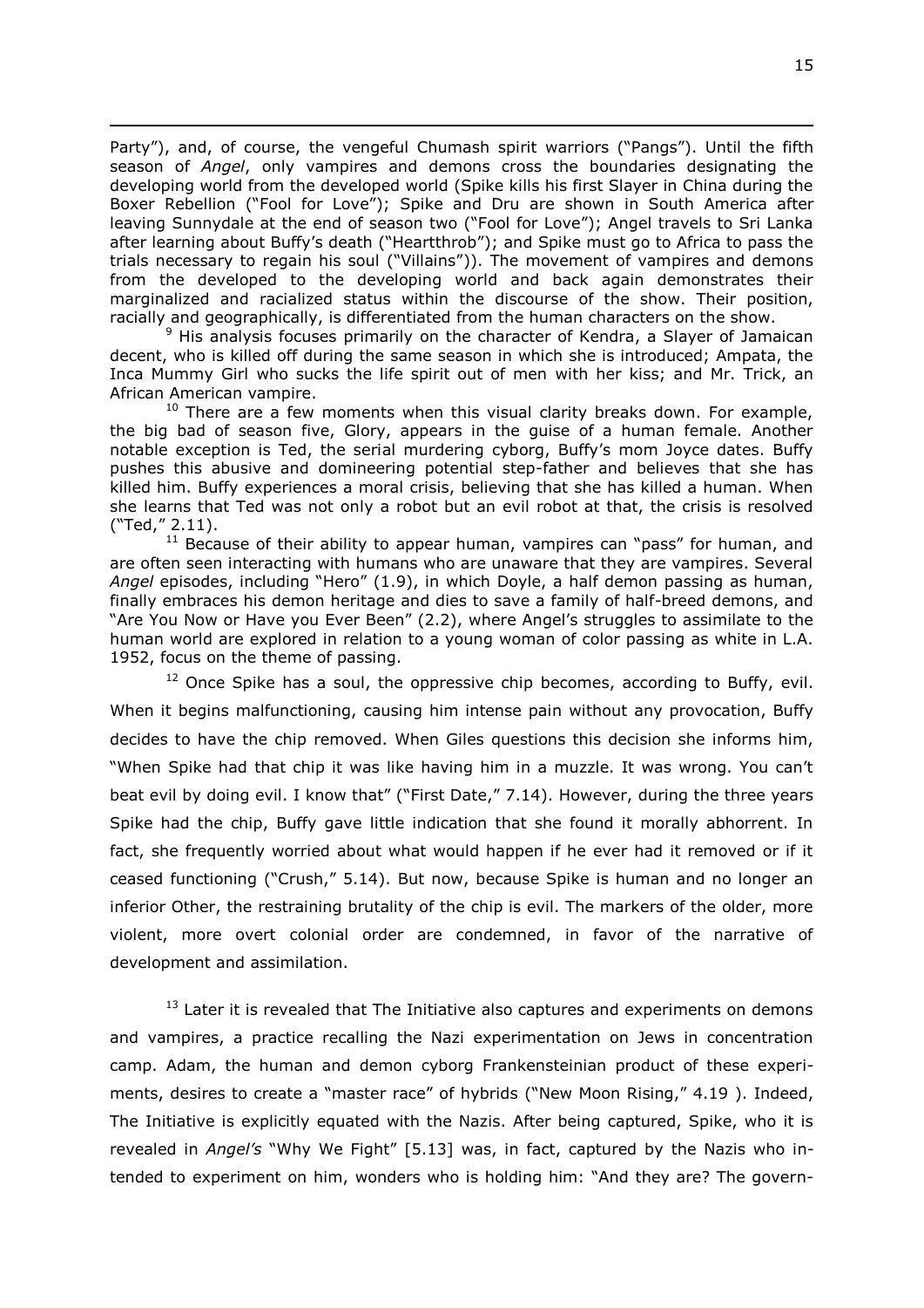Party"), and, of course, the vengeful Chumash spirit warriors ("Pangs"). Until the fifth season of *Angel*, only vampires and demons cross the boundaries designating the developing world from the developed world (Spike kills his first Slayer in China during the Boxer Rebellion ("Fool for Love"); Spike and Dru are shown in South America after leaving Sunnydale at the end of season two ("Fool for Love"); Angel travels to Sri Lanka after learning about Buffy's death ("Heartthrob"); and Spike must go to Africa to pass the trials necessary to regain his soul ("Villains")). The movement of vampires and demons from the developed to the developing world and back again demonstrates their marginalized and racialized status within the discourse of the show. Their position, racially and geographically, is differentiated from the human characters on the show.

[9] His analysis focuses primarily on the character of Kendra, a Slayer of Jamaican decent, who is killed off during the same season in which she is introduced; Ampata, the Inca Mummy Girl who sucks the life spirit out of men with her kiss; and Mr. Trick, an African American vampire.

[10] There are a few moments when this visual clarity breaks down. For example, the big bad of season five, Glory, appears in the guise of a human female. Another notable exception is Ted, the serial murdering cyborg, Buffy's mom Joyce dates. Buffy pushes this abusive and domineering potential step-father and believes that she has killed him. Buffy experiences a moral crisis, believing that she has killed a human. When she learns that Ted was not only a robot but an evil robot at that, the crisis is resolved ("Ted," 2.11).

[11] Because of their ability to appear human, vampires can "pass" for human, and are often seen interacting with humans who are unaware that they are vampires. Several *Angel* episodes, including "Hero" (1.9), in which Doyle, a half demon passing as human, finally embraces his demon heritage and dies to save a family of half-breed demons, and "Are You Now or Have you Ever Been" (2.2), where Angel's struggles to assimilate to the human world are explored in relation to a young woman of color passing as white in L.A. 1952, focus on the theme of passing.

[12] Once Spike has a soul, the oppressive chip becomes, according to Buffy, evil. When it begins malfunctioning, causing him intense pain without any provocation, Buffy decides to have the chip removed. When Giles questions this decision she informs him, "When Spike had that chip it was like having him in a muzzle. It was wrong. You can't beat evil by doing evil. I know that" ("First Date," 7.14). However, during the three years Spike had the chip, Buffy gave little indication that she found it morally abhorrent. In fact, she frequently worried about what would happen if he ever had it removed or if it ceased functioning ("Crush," 5.14). But now, because Spike is human and no longer an inferior Other, the restraining brutality of the chip is evil. The markers of the older, more violent, more overt colonial order are condemned, in favor of the narrative of development and assimilation.

[13] Later it is revealed that The Initiative also captures and experiments on demons and vampires, a practice recalling the Nazi experimentation on Jews in concentration camp. Adam, the human and demon cyborg Frankensteinian product of these experiments, desires to create a "master race" of hybrids ("New Moon Rising," 4.19 ). Indeed, The Initiative is explicitly equated with the Nazis. After being captured, Spike, who it is revealed in *Angel's* "Why We Fight" [5.13] was, in fact, captured by the Nazis who intended to experiment on him, wonders who is holding him: "And they are? The govern-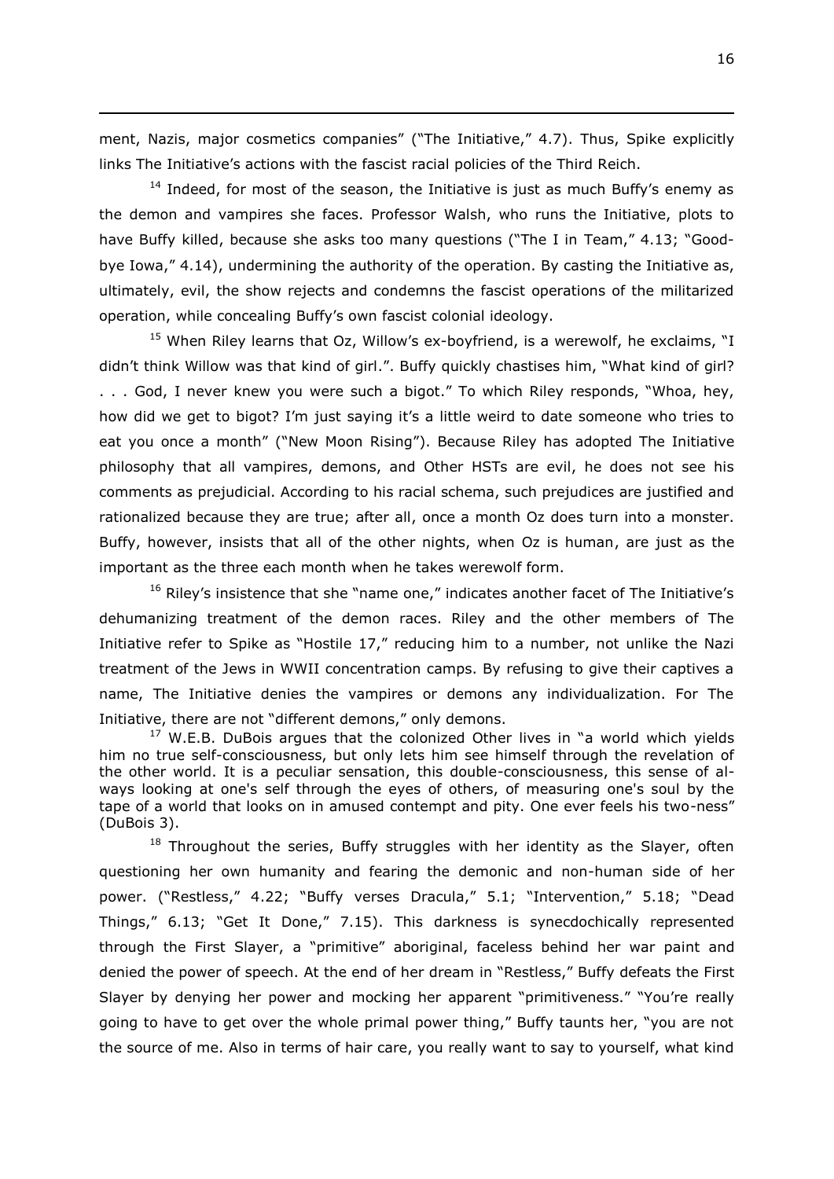ment, Nazis, major cosmetics companies" ("The Initiative," 4.7). Thus, Spike explicitly links The Initiative's actions with the fascist racial policies of the Third Reich.

[14] Indeed, for most of the season, the Initiative is just as much Buffy's enemy as the demon and vampires she faces. Professor Walsh, who runs the Initiative, plots to have Buffy killed, because she asks too many questions ("The I in Team," 4.13; "Goodbye Iowa," 4.14), undermining the authority of the operation. By casting the Initiative as, ultimately, evil, the show rejects and condemns the fascist operations of the militarized operation, while concealing Buffy's own fascist colonial ideology.

[15] When Riley learns that Oz, Willow's ex-boyfriend, is a werewolf, he exclaims, "I didn't think Willow was that kind of girl.". Buffy quickly chastises him, "What kind of girl? . . . God, I never knew you were such a bigot." To which Riley responds, "Whoa, hey, how did we get to bigot? I'm just saying it's a little weird to date someone who tries to eat you once a month" ("New Moon Rising"). Because Riley has adopted The Initiative philosophy that all vampires, demons, and Other HSTs are evil, he does not see his comments as prejudicial. According to his racial schema, such prejudices are justified and rationalized because they are true; after all, once a month Oz does turn into a monster. Buffy, however, insists that all of the other nights, when Oz is human, are just as the important as the three each month when he takes werewolf form.

[16] Riley's insistence that she "name one," indicates another facet of The Initiative's dehumanizing treatment of the demon races. Riley and the other members of The Initiative refer to Spike as "Hostile 17," reducing him to a number, not unlike the Nazi treatment of the Jews in WWII concentration camps. By refusing to give their captives a name, The Initiative denies the vampires or demons any individualization. For The Initiative, there are not "different demons," only demons.

[17] W.E.B. DuBois argues that the colonized Other lives in "a world which yields him no true self-consciousness, but only lets him see himself through the revelation of the other world. It is a peculiar sensation, this double-consciousness, this sense of always looking at one's self through the eyes of others, of measuring one's soul by the tape of a world that looks on in amused contempt and pity. One ever feels his two-ness" (DuBois 3).

[18] Throughout the series, Buffy struggles with her identity as the Slayer, often questioning her own humanity and fearing the demonic and non-human side of her power. ("Restless," 4.22; "Buffy verses Dracula," 5.1; "Intervention," 5.18; "Dead Things," 6.13; "Get It Done," 7.15). This darkness is synecdochically represented through the First Slayer, a "primitive" aboriginal, faceless behind her war paint and denied the power of speech. At the end of her dream in "Restless," Buffy defeats the First Slayer by denying her power and mocking her apparent "primitiveness." "You're really going to have to get over the whole primal power thing," Buffy taunts her, "you are not the source of me. Also in terms of hair care, you really want to say to yourself, what kind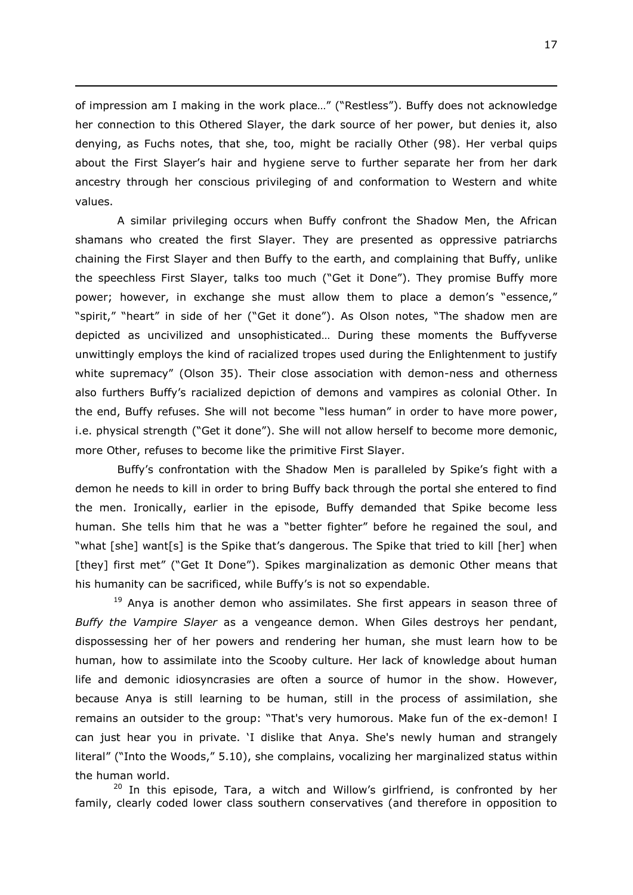of impression am I making in the work place…" ("Restless"). Buffy does not acknowledge her connection to this Othered Slayer, the dark source of her power, but denies it, also denying, as Fuchs notes, that she, too, might be racially Other (98). Her verbal quips about the First Slayer's hair and hygiene serve to further separate her from her dark ancestry through her conscious privileging of and conformation to Western and white values.

A similar privileging occurs when Buffy confront the Shadow Men, the African shamans who created the first Slayer. They are presented as oppressive patriarchs chaining the First Slayer and then Buffy to the earth, and complaining that Buffy, unlike the speechless First Slayer, talks too much ("Get it Done"). They promise Buffy more power; however, in exchange she must allow them to place a demon's "essence," "spirit," "heart" in side of her ("Get it done"). As Olson notes, "The shadow men are depicted as uncivilized and unsophisticated… During these moments the Buffyverse unwittingly employs the kind of racialized tropes used during the Enlightenment to justify white supremacy" (Olson 35). Their close association with demon-ness and otherness also furthers Buffy's racialized depiction of demons and vampires as colonial Other. In the end, Buffy refuses. She will not become "less human" in order to have more power, i.e. physical strength ("Get it done"). She will not allow herself to become more demonic, more Other, refuses to become like the primitive First Slayer.

Buffy's confrontation with the Shadow Men is paralleled by Spike's fight with a demon he needs to kill in order to bring Buffy back through the portal she entered to find the men. Ironically, earlier in the episode, Buffy demanded that Spike become less human. She tells him that he was a "better fighter" before he regained the soul, and "what [she] want[s] is the Spike that's dangerous. The Spike that tried to kill [her] when [they] first met" ("Get It Done"). Spikes marginalization as demonic Other means that his humanity can be sacrificed, while Buffy's is not so expendable.

[19] Anya is another demon who assimilates. She first appears in season three of *Buffy the Vampire Slayer* as a vengeance demon. When Giles destroys her pendant, dispossessing her of her powers and rendering her human, she must learn how to be human, how to assimilate into the Scooby culture. Her lack of knowledge about human life and demonic idiosyncrasies are often a source of humor in the show. However, because Anya is still learning to be human, still in the process of assimilation, she remains an outsider to the group: "That's very humorous. Make fun of the ex-demon! I can just hear you in private. 'I dislike that Anya. She's newly human and strangely literal" ("Into the Woods," 5.10), she complains, vocalizing her marginalized status within the human world.

[20] In this episode, Tara, a witch and Willow's girlfriend, is confronted by her family, clearly coded lower class southern conservatives (and therefore in opposition to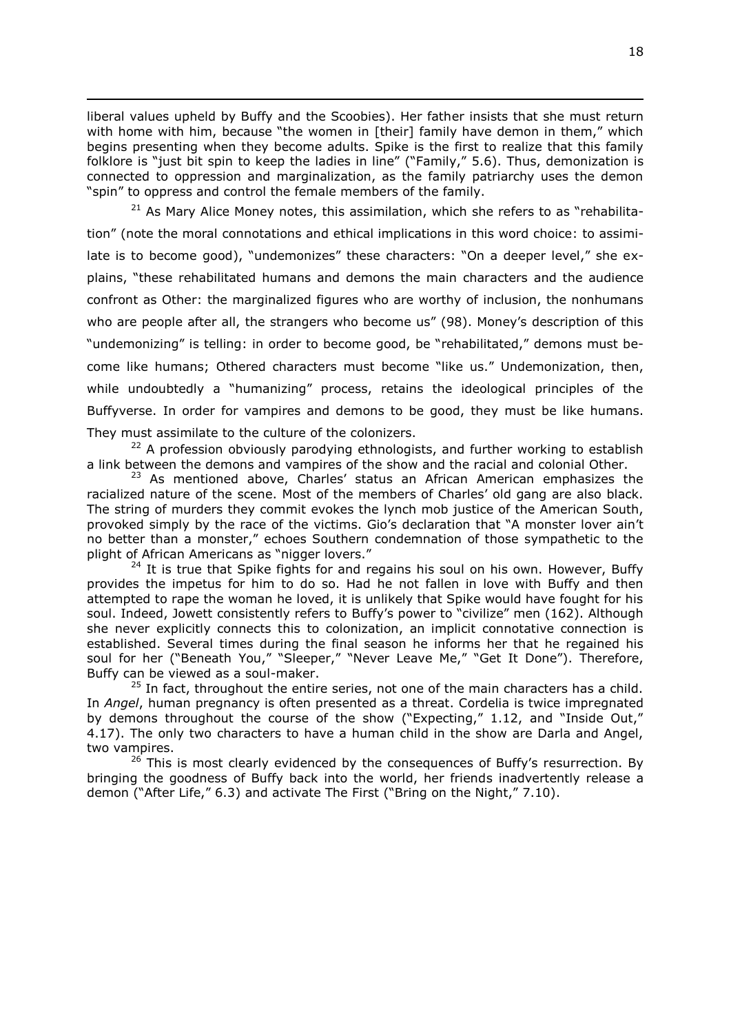liberal values upheld by Buffy and the Scoobies). Her father insists that she must return with home with him, because "the women in [their] family have demon in them," which begins presenting when they become adults. Spike is the first to realize that this family folklore is "just bit spin to keep the ladies in line" ("Family," 5.6). Thus, demonization is connected to oppression and marginalization, as the family patriarchy uses the demon "spin" to oppress and control the female members of the family.

[21] As Mary Alice Money notes, this assimilation, which she refers to as "rehabilitation" (note the moral connotations and ethical implications in this word choice: to assimilate is to become good), "undemonizes" these characters: "On a deeper level," she explains, "these rehabilitated humans and demons the main characters and the audience confront as Other: the marginalized figures who are worthy of inclusion, the nonhumans who are people after all, the strangers who become us" (98). Money's description of this "undemonizing" is telling: in order to become good, be "rehabilitated," demons must become like humans; Othered characters must become "like us." Undemonization, then, while undoubtedly a "humanizing" process, retains the ideological principles of the Buffyverse. In order for vampires and demons to be good, they must be like humans. They must assimilate to the culture of the colonizers.

[22] A profession obviously parodying ethnologists, and further working to establish a link between the demons and vampires of the show and the racial and colonial Other.

[23] As mentioned above, Charles' status an African American emphasizes the racialized nature of the scene. Most of the members of Charles' old gang are also black. The string of murders they commit evokes the lynch mob justice of the American South, provoked simply by the race of the victims. Gio's declaration that "A monster lover ain't no better than a monster," echoes Southern condemnation of those sympathetic to the plight of African Americans as "nigger lovers."

[24] It is true that Spike fights for and regains his soul on his own. However, Buffy provides the impetus for him to do so. Had he not fallen in love with Buffy and then attempted to rape the woman he loved, it is unlikely that Spike would have fought for his soul. Indeed, Jowett consistently refers to Buffy's power to "civilize" men (162). Although she never explicitly connects this to colonization, an implicit connotative connection is established. Several times during the final season he informs her that he regained his soul for her ("Beneath You," "Sleeper," "Never Leave Me," "Get It Done"). Therefore, Buffy can be viewed as a soul-maker.

[25] In fact, throughout the entire series, not one of the main characters has a child. In *Angel*, human pregnancy is often presented as a threat. Cordelia is twice impregnated by demons throughout the course of the show ("Expecting," 1.12, and "Inside Out," 4.17). The only two characters to have a human child in the show are Darla and Angel, two vampires.

[26] This is most clearly evidenced by the consequences of Buffy's resurrection. By bringing the goodness of Buffy back into the world, her friends inadvertently release a demon ("After Life," 6.3) and activate The First ("Bring on the Night," 7.10).